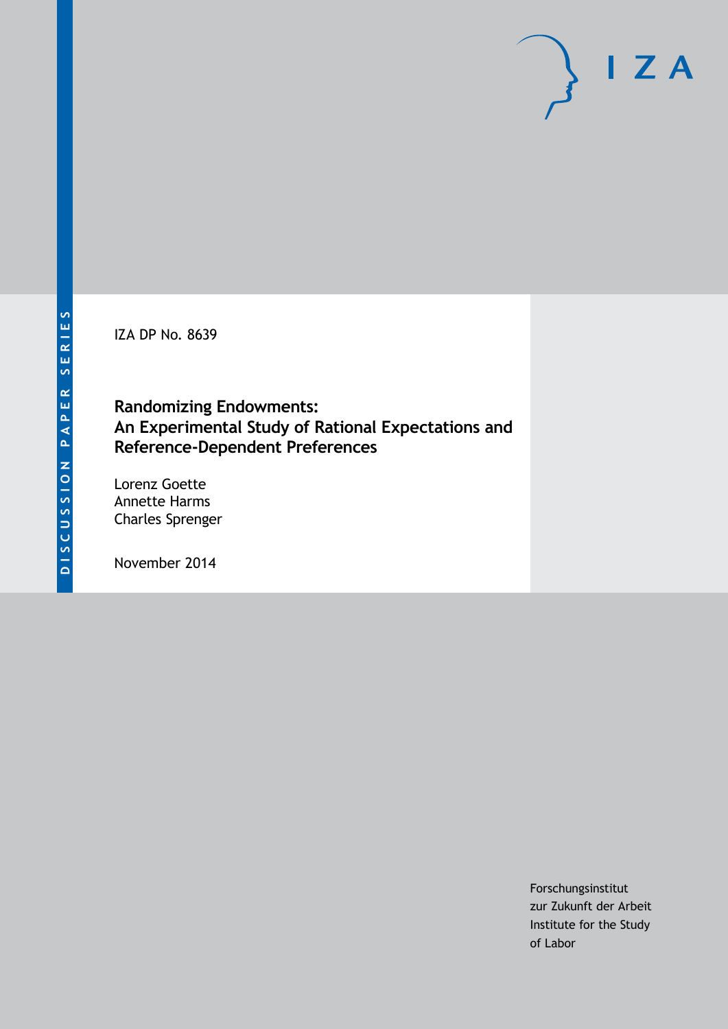DISCUSSION PAPER SERIES

IZA DP No. 8639

# Randomizing Endowments: An Experimental Study of Rational Expectations and Reference-Dependent Preferences

Lorenz Goette
Annette Harms
Charles Sprenger

November 2014

Forschungsinstitut
zur Zukunft der Arbeit
Institute for the Study
of Labor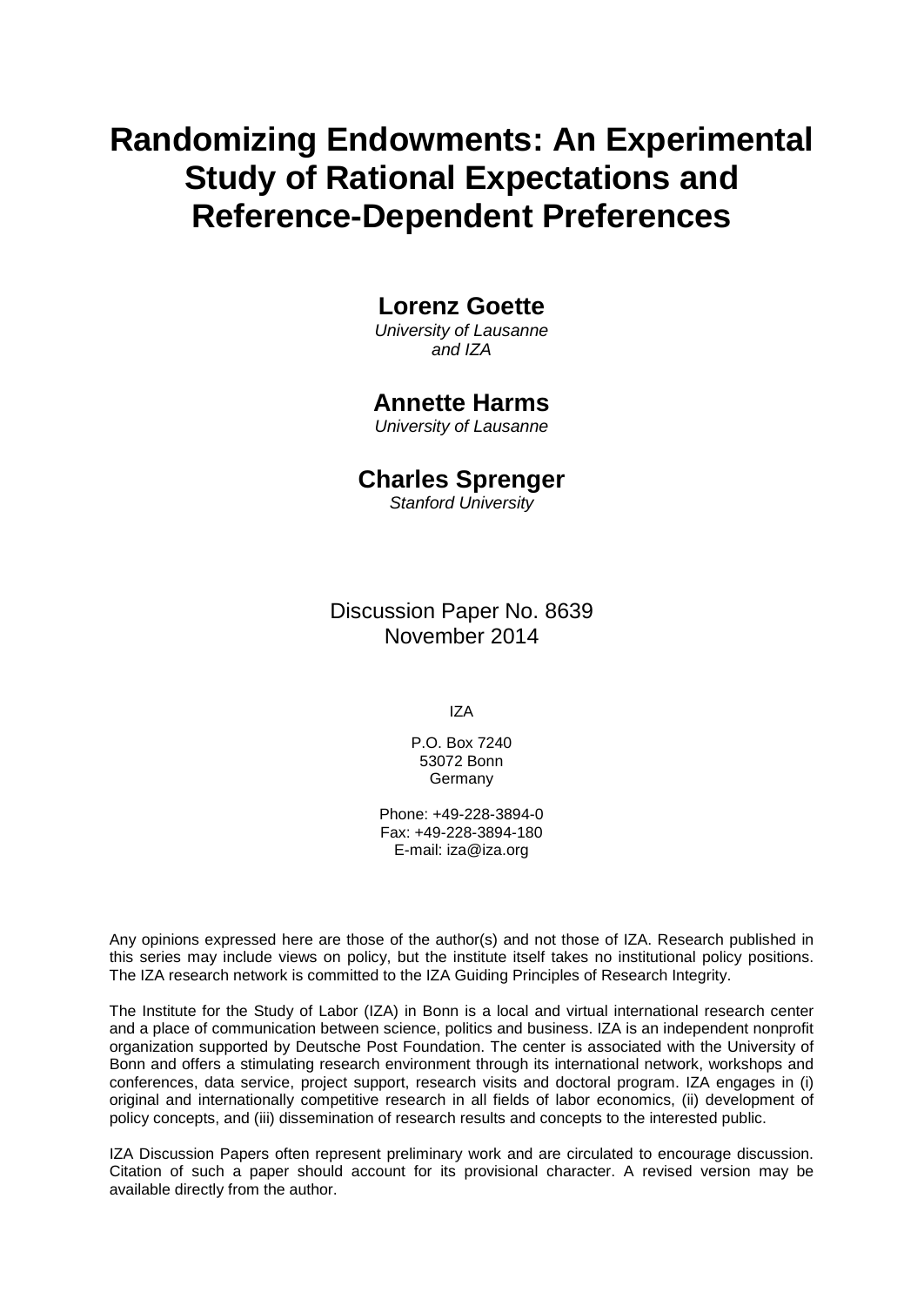# Randomizing Endowments: An Experimental Study of Rational Expectations and Reference-Dependent Preferences

**Lorenz Goette**
*University of Lausanne and IZA*

**Annette Harms**
*University of Lausanne*

**Charles Sprenger**
*Stanford University*

Discussion Paper No. 8639
November 2014

IZA

P.O. Box 7240
53072 Bonn
Germany

Phone: +49-228-3894-0
Fax: +49-228-3894-180
E-mail: iza@iza.org

Any opinions expressed here are those of the author(s) and not those of IZA. Research published in this series may include views on policy, but the institute itself takes no institutional policy positions. The IZA research network is committed to the IZA Guiding Principles of Research Integrity.

The Institute for the Study of Labor (IZA) in Bonn is a local and virtual international research center and a place of communication between science, politics and business. IZA is an independent nonprofit organization supported by Deutsche Post Foundation. The center is associated with the University of Bonn and offers a stimulating research environment through its international network, workshops and conferences, data service, project support, research visits and doctoral program. IZA engages in (i) original and internationally competitive research in all fields of labor economics, (ii) development of policy concepts, and (iii) dissemination of research results and concepts to the interested public.

IZA Discussion Papers often represent preliminary work and are circulated to encourage discussion. Citation of such a paper should account for its provisional character. A revised version may be available directly from the author.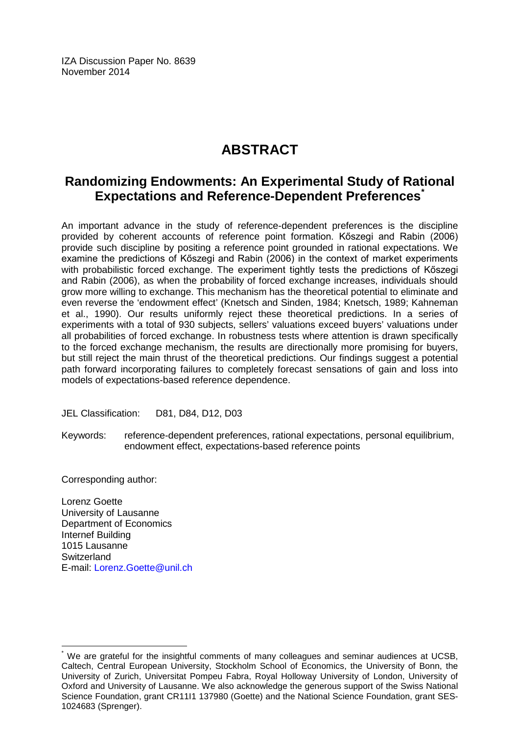IZA Discussion Paper No. 8639
November 2014

# ABSTRACT

## Randomizing Endowments: An Experimental Study of Rational Expectations and Reference-Dependent Preferences*

An important advance in the study of reference-dependent preferences is the discipline provided by coherent accounts of reference point formation. Kőszegi and Rabin (2006) provide such discipline by positing a reference point grounded in rational expectations. We examine the predictions of Kőszegi and Rabin (2006) in the context of market experiments with probabilistic forced exchange. The experiment tightly tests the predictions of Kőszegi and Rabin (2006), as when the probability of forced exchange increases, individuals should grow more willing to exchange. This mechanism has the theoretical potential to eliminate and even reverse the 'endowment effect' (Knetsch and Sinden, 1984; Knetsch, 1989; Kahneman et al., 1990). Our results uniformly reject these theoretical predictions. In a series of experiments with a total of 930 subjects, sellers' valuations exceed buyers' valuations under all probabilities of forced exchange. In robustness tests where attention is drawn specifically to the forced exchange mechanism, the results are directionally more promising for buyers, but still reject the main thrust of the theoretical predictions. Our findings suggest a potential path forward incorporating failures to completely forecast sensations of gain and loss into models of expectations-based reference dependence.

JEL Classification: D81, D84, D12, D03

Keywords: reference-dependent preferences, rational expectations, personal equilibrium, endowment effect, expectations-based reference points

Corresponding author:

Lorenz Goette
University of Lausanne
Department of Economics
Internef Building
1015 Lausanne
Switzerland
E-mail: Lorenz.Goette@unil.ch

* We are grateful for the insightful comments of many colleagues and seminar audiences at UCSB, Caltech, Central European University, Stockholm School of Economics, the University of Bonn, the University of Zurich, Universitat Pompeu Fabra, Royal Holloway University of London, University of Oxford and University of Lausanne. We also acknowledge the generous support of the Swiss National Science Foundation, grant CR11I1 137980 (Goette) and the National Science Foundation, grant SES-1024683 (Sprenger).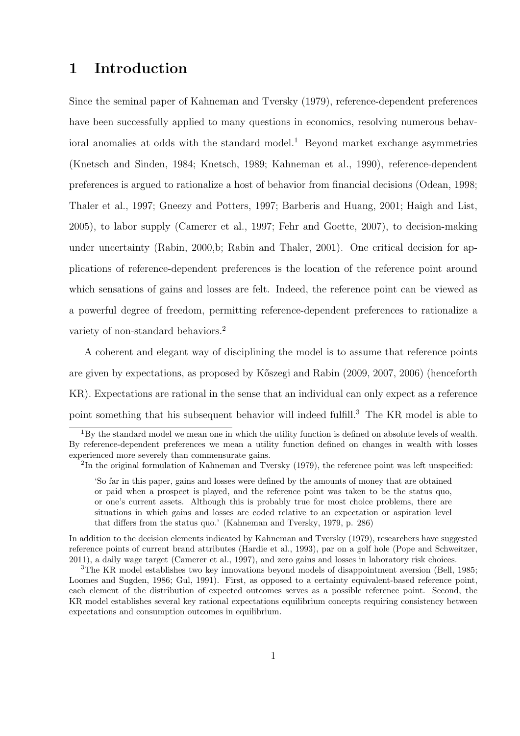# 1 Introduction

Since the seminal paper of Kahneman and Tversky (1979), reference-dependent preferences have been successfully applied to many questions in economics, resolving numerous behavioral anomalies at odds with the standard model.[1] Beyond market exchange asymmetries (Knetsch and Sinden, 1984; Knetsch, 1989; Kahneman et al., 1990), reference-dependent preferences is argued to rationalize a host of behavior from financial decisions (Odean, 1998; Thaler et al., 1997; Gneezy and Potters, 1997; Barberis and Huang, 2001; Haigh and List, 2005), to labor supply (Camerer et al., 1997; Fehr and Goette, 2007), to decision-making under uncertainty (Rabin, 2000,b; Rabin and Thaler, 2001). One critical decision for applications of reference-dependent preferences is the location of the reference point around which sensations of gains and losses are felt. Indeed, the reference point can be viewed as a powerful degree of freedom, permitting reference-dependent preferences to rationalize a variety of non-standard behaviors.[2]

A coherent and elegant way of disciplining the model is to assume that reference points are given by expectations, as proposed by Kőszegi and Rabin (2009, 2007, 2006) (henceforth KR). Expectations are rational in the sense that an individual can only expect as a reference point something that his subsequent behavior will indeed fulfill.[3] The KR model is able to

---

[1] By the standard model we mean one in which the utility function is defined on absolute levels of wealth. By reference-dependent preferences we mean a utility function defined on changes in wealth with losses experienced more severely than commensurate gains.

[2] In the original formulation of Kahneman and Tversky (1979), the reference point was left unspecified:

> 'So far in this paper, gains and losses were defined by the amounts of money that are obtained or paid when a prospect is played, and the reference point was taken to be the status quo, or one's current assets. Although this is probably true for most choice problems, there are situations in which gains and losses are coded relative to an expectation or aspiration level that differs from the status quo.' (Kahneman and Tversky, 1979, p. 286)

In addition to the decision elements indicated by Kahneman and Tversky (1979), researchers have suggested reference points of current brand attributes (Hardie et al., 1993), par on a golf hole (Pope and Schweitzer, 2011), a daily wage target (Camerer et al., 1997), and zero gains and losses in laboratory risk choices.

[3] The KR model establishes two key innovations beyond models of disappointment aversion (Bell, 1985; Loomes and Sugden, 1986; Gul, 1991). First, as opposed to a certainty equivalent-based reference point, each element of the distribution of expected outcomes serves as a possible reference point. Second, the KR model establishes several key rational expectations equilibrium concepts requiring consistency between expectations and consumption outcomes in equilibrium.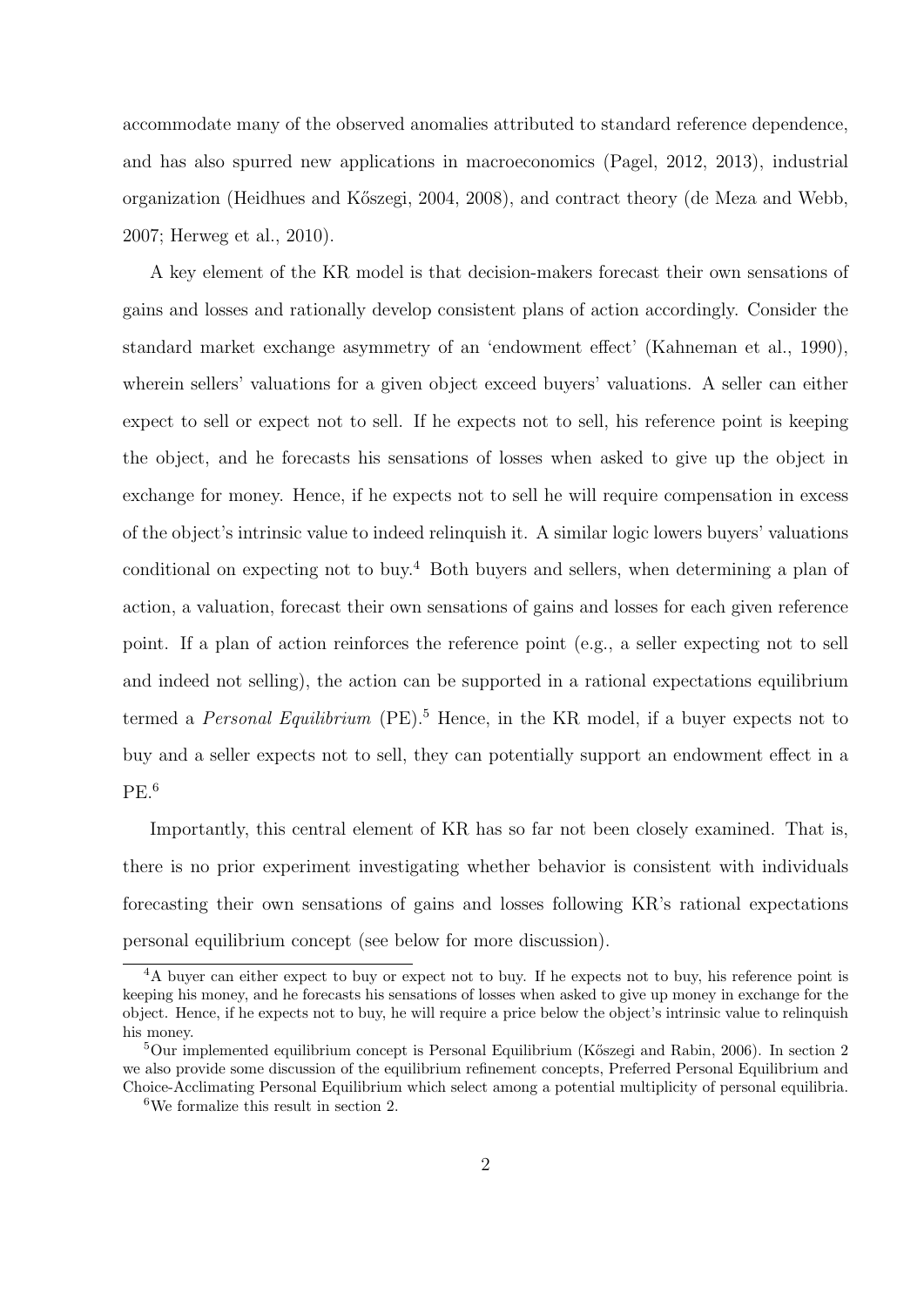accommodate many of the observed anomalies attributed to standard reference dependence, and has also spurred new applications in macroeconomics (Pagel, 2012, 2013), industrial organization (Heidhues and Kőszegi, 2004, 2008), and contract theory (de Meza and Webb, 2007; Herweg et al., 2010).

A key element of the KR model is that decision-makers forecast their own sensations of gains and losses and rationally develop consistent plans of action accordingly. Consider the standard market exchange asymmetry of an 'endowment effect' (Kahneman et al., 1990), wherein sellers' valuations for a given object exceed buyers' valuations. A seller can either expect to sell or expect not to sell. If he expects not to sell, his reference point is keeping the object, and he forecasts his sensations of losses when asked to give up the object in exchange for money. Hence, if he expects not to sell he will require compensation in excess of the object's intrinsic value to indeed relinquish it. A similar logic lowers buyers' valuations conditional on expecting not to buy.[4] Both buyers and sellers, when determining a plan of action, a valuation, forecast their own sensations of gains and losses for each given reference point. If a plan of action reinforces the reference point (e.g., a seller expecting not to sell and indeed not selling), the action can be supported in a rational expectations equilibrium termed a *Personal Equilibrium* (PE).[5] Hence, in the KR model, if a buyer expects not to buy and a seller expects not to sell, they can potentially support an endowment effect in a PE.[6]

Importantly, this central element of KR has so far not been closely examined. That is, there is no prior experiment investigating whether behavior is consistent with individuals forecasting their own sensations of gains and losses following KR's rational expectations personal equilibrium concept (see below for more discussion).

[4]A buyer can either expect to buy or expect not to buy. If he expects not to buy, his reference point is keeping his money, and he forecasts his sensations of losses when asked to give up money in exchange for the object. Hence, if he expects not to buy, he will require a price below the object's intrinsic value to relinquish his money.

[5]Our implemented equilibrium concept is Personal Equilibrium (Kőszegi and Rabin, 2006). In section 2 we also provide some discussion of the equilibrium refinement concepts, Preferred Personal Equilibrium and Choice-Acclimating Personal Equilibrium which select among a potential multiplicity of personal equilibria.

[6]We formalize this result in section 2.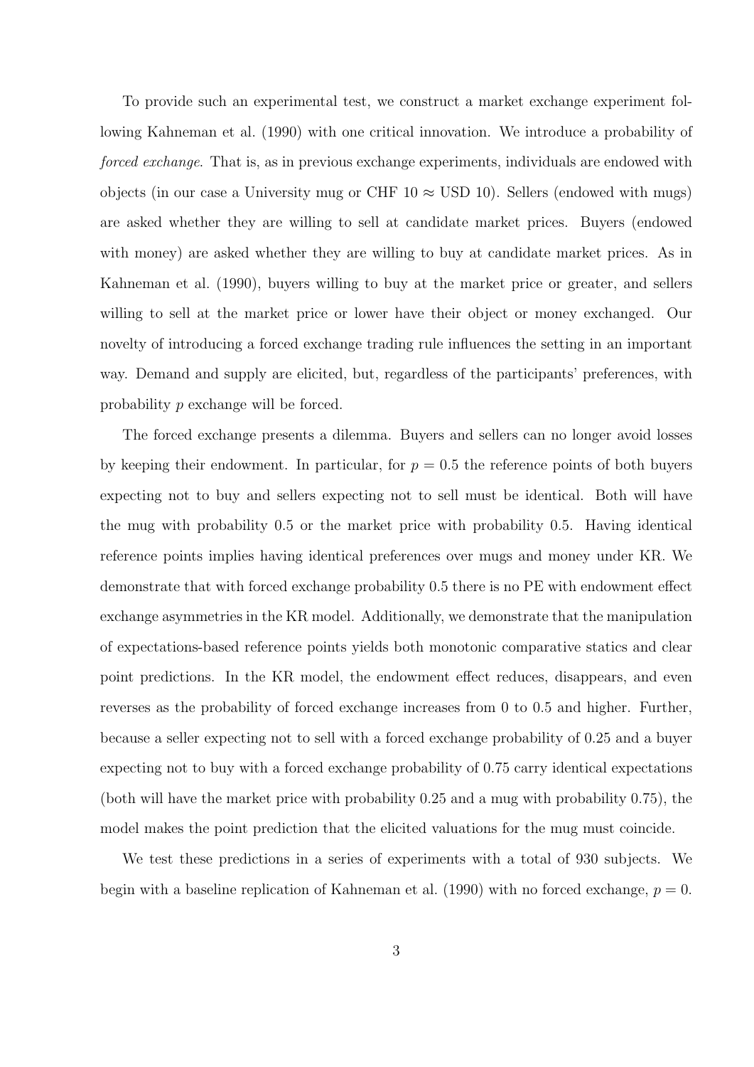To provide such an experimental test, we construct a market exchange experiment following Kahneman et al. (1990) with one critical innovation. We introduce a probability of *forced exchange*. That is, as in previous exchange experiments, individuals are endowed with objects (in our case a University mug or CHF 10 $\approx$ USD 10). Sellers (endowed with mugs) are asked whether they are willing to sell at candidate market prices. Buyers (endowed with money) are asked whether they are willing to buy at candidate market prices. As in Kahneman et al. (1990), buyers willing to buy at the market price or greater, and sellers willing to sell at the market price or lower have their object or money exchanged. Our novelty of introducing a forced exchange trading rule influences the setting in an important way. Demand and supply are elicited, but, regardless of the participants' preferences, with probability $p$ exchange will be forced.

The forced exchange presents a dilemma. Buyers and sellers can no longer avoid losses by keeping their endowment. In particular, for $p = 0.5$ the reference points of both buyers expecting not to buy and sellers expecting not to sell must be identical. Both will have the mug with probability 0.5 or the market price with probability 0.5. Having identical reference points implies having identical preferences over mugs and money under KR. We demonstrate that with forced exchange probability 0.5 there is no PE with endowment effect exchange asymmetries in the KR model. Additionally, we demonstrate that the manipulation of expectations-based reference points yields both monotonic comparative statics and clear point predictions. In the KR model, the endowment effect reduces, disappears, and even reverses as the probability of forced exchange increases from 0 to 0.5 and higher. Further, because a seller expecting not to sell with a forced exchange probability of 0.25 and a buyer expecting not to buy with a forced exchange probability of 0.75 carry identical expectations (both will have the market price with probability 0.25 and a mug with probability 0.75), the model makes the point prediction that the elicited valuations for the mug must coincide.

We test these predictions in a series of experiments with a total of 930 subjects. We begin with a baseline replication of Kahneman et al. (1990) with no forced exchange, $p = 0$.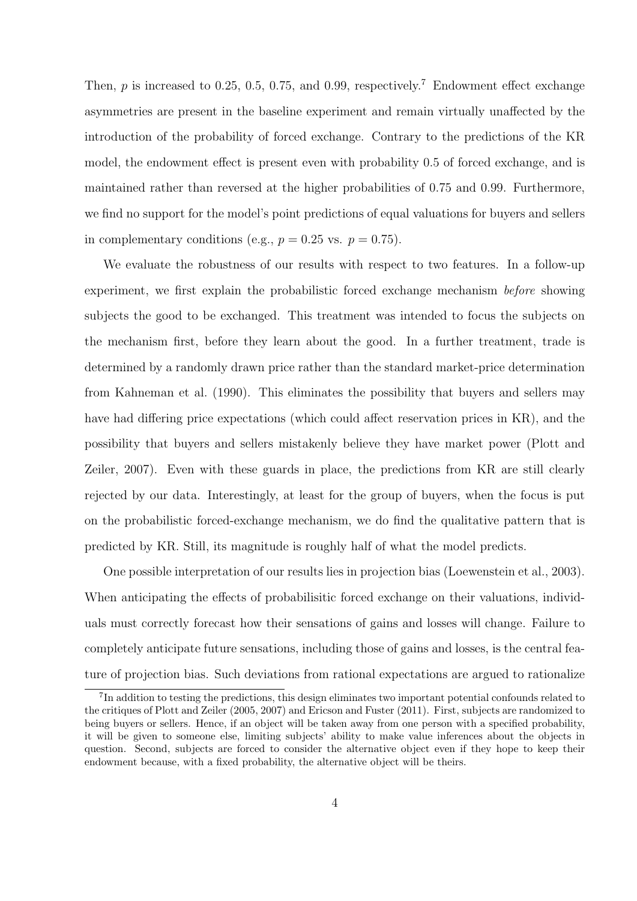Then, $p$ is increased to 0.25, 0.5, 0.75, and 0.99, respectively.[7] Endowment effect exchange asymmetries are present in the baseline experiment and remain virtually unaffected by the introduction of the probability of forced exchange. Contrary to the predictions of the KR model, the endowment effect is present even with probability 0.5 of forced exchange, and is maintained rather than reversed at the higher probabilities of 0.75 and 0.99. Furthermore, we find no support for the model's point predictions of equal valuations for buyers and sellers in complementary conditions (e.g., $p = 0.25$ vs. $p = 0.75$).

We evaluate the robustness of our results with respect to two features. In a follow-up experiment, we first explain the probabilistic forced exchange mechanism *before* showing subjects the good to be exchanged. This treatment was intended to focus the subjects on the mechanism first, before they learn about the good. In a further treatment, trade is determined by a randomly drawn price rather than the standard market-price determination from Kahneman et al. (1990). This eliminates the possibility that buyers and sellers may have had differing price expectations (which could affect reservation prices in KR), and the possibility that buyers and sellers mistakenly believe they have market power (Plott and Zeiler, 2007). Even with these guards in place, the predictions from KR are still clearly rejected by our data. Interestingly, at least for the group of buyers, when the focus is put on the probabilistic forced-exchange mechanism, we do find the qualitative pattern that is predicted by KR. Still, its magnitude is roughly half of what the model predicts.

One possible interpretation of our results lies in projection bias (Loewenstein et al., 2003). When anticipating the effects of probabilisitic forced exchange on their valuations, individuals must correctly forecast how their sensations of gains and losses will change. Failure to completely anticipate future sensations, including those of gains and losses, is the central feature of projection bias. Such deviations from rational expectations are argued to rationalize

[7] In addition to testing the predictions, this design eliminates two important potential confounds related to the critiques of Plott and Zeiler (2005, 2007) and Ericson and Fuster (2011). First, subjects are randomized to being buyers or sellers. Hence, if an object will be taken away from one person with a specified probability, it will be given to someone else, limiting subjects' ability to make value inferences about the objects in question. Second, subjects are forced to consider the alternative object even if they hope to keep their endowment because, with a fixed probability, the alternative object will be theirs.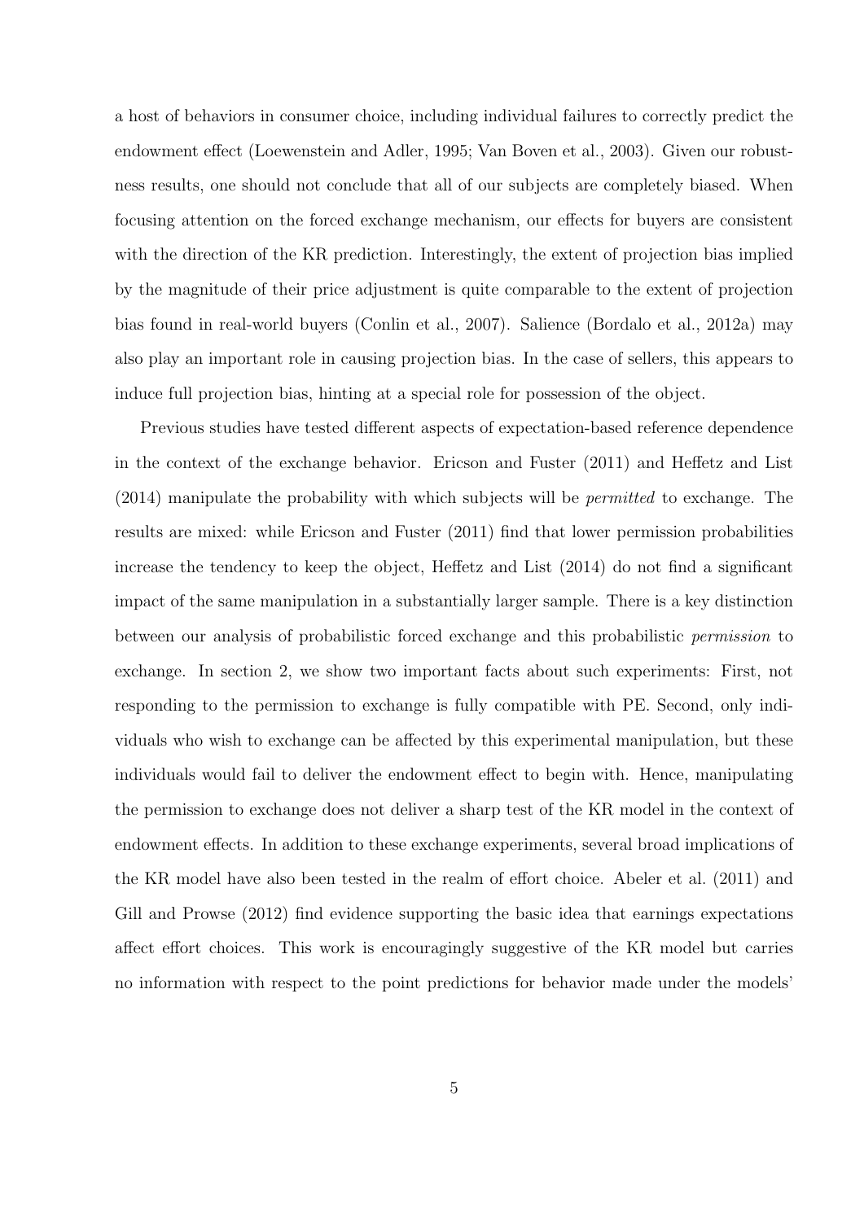a host of behaviors in consumer choice, including individual failures to correctly predict the endowment effect (Loewenstein and Adler, 1995; Van Boven et al., 2003). Given our robustness results, one should not conclude that all of our subjects are completely biased. When focusing attention on the forced exchange mechanism, our effects for buyers are consistent with the direction of the KR prediction. Interestingly, the extent of projection bias implied by the magnitude of their price adjustment is quite comparable to the extent of projection bias found in real-world buyers (Conlin et al., 2007). Salience (Bordalo et al., 2012a) may also play an important role in causing projection bias. In the case of sellers, this appears to induce full projection bias, hinting at a special role for possession of the object.

Previous studies have tested different aspects of expectation-based reference dependence in the context of the exchange behavior. Ericson and Fuster (2011) and Heffetz and List (2014) manipulate the probability with which subjects will be *permitted* to exchange. The results are mixed: while Ericson and Fuster (2011) find that lower permission probabilities increase the tendency to keep the object, Heffetz and List (2014) do not find a significant impact of the same manipulation in a substantially larger sample. There is a key distinction between our analysis of probabilistic forced exchange and this probabilistic *permission* to exchange. In section 2, we show two important facts about such experiments: First, not responding to the permission to exchange is fully compatible with PE. Second, only individuals who wish to exchange can be affected by this experimental manipulation, but these individuals would fail to deliver the endowment effect to begin with. Hence, manipulating the permission to exchange does not deliver a sharp test of the KR model in the context of endowment effects. In addition to these exchange experiments, several broad implications of the KR model have also been tested in the realm of effort choice. Abeler et al. (2011) and Gill and Prowse (2012) find evidence supporting the basic idea that earnings expectations affect effort choices. This work is encouragingly suggestive of the KR model but carries no information with respect to the point predictions for behavior made under the models'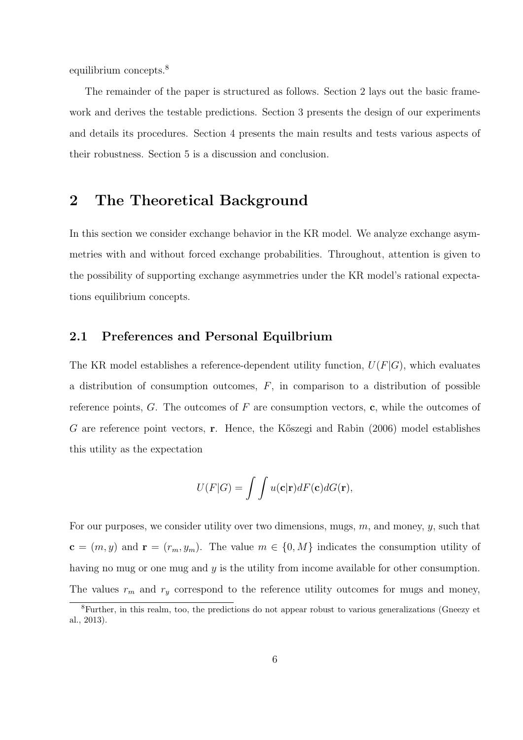equilibrium concepts.[8]

The remainder of the paper is structured as follows. Section 2 lays out the basic framework and derives the testable predictions. Section 3 presents the design of our experiments and details its procedures. Section 4 presents the main results and tests various aspects of their robustness. Section 5 is a discussion and conclusion.

# 2 The Theoretical Background

In this section we consider exchange behavior in the KR model. We analyze exchange asymmetries with and without forced exchange probabilities. Throughout, attention is given to the possibility of supporting exchange asymmetries under the KR model's rational expectations equilibrium concepts.

## 2.1 Preferences and Personal Equilbrium

The KR model establishes a reference-dependent utility function, $U(F|G)$, which evaluates a distribution of consumption outcomes, $F$, in comparison to a distribution of possible reference points, $G$. The outcomes of $F$ are consumption vectors, $\mathbf{c}$, while the outcomes of $G$ are reference point vectors, $\mathbf{r}$. Hence, the Kőszegi and Rabin (2006) model establishes this utility as the expectation

$$U(F|G) = \int \int u(\mathbf{c}|\mathbf{r}) dF(\mathbf{c}) dG(\mathbf{r}),$$

For our purposes, we consider utility over two dimensions, mugs, $m$, and money, $y$, such that $\mathbf{c} = (m, y)$ and $\mathbf{r} = (r_m, y_m)$. The value $m \in \{0, M\}$ indicates the consumption utility of having no mug or one mug and $y$ is the utility from income available for other consumption. The values $r_m$ and $r_y$ correspond to the reference utility outcomes for mugs and money,

[8] Further, in this realm, too, the predictions do not appear robust to various generalizations (Gneezy et al., 2013).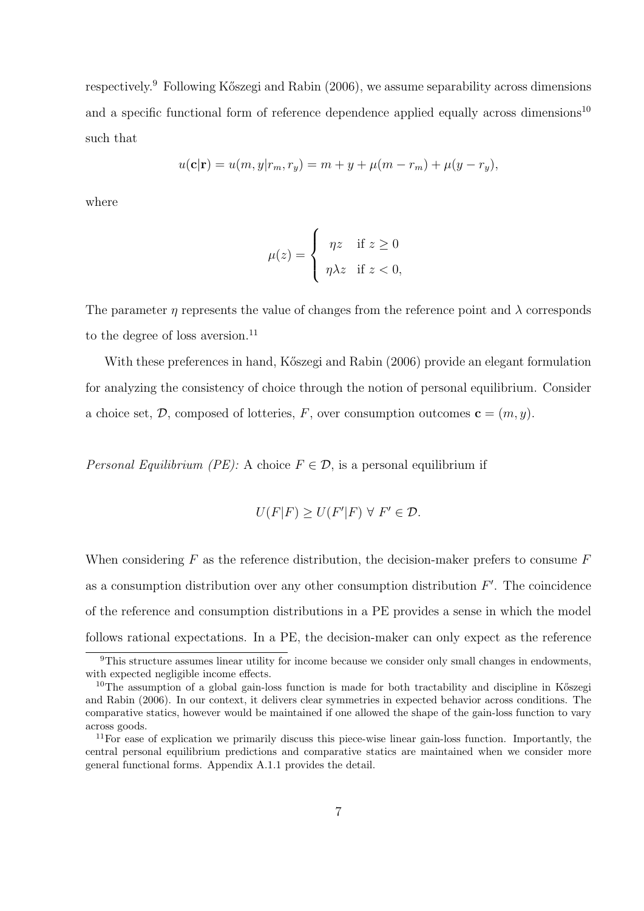respectively.[9] Following Kőszegi and Rabin (2006), we assume separability across dimensions and a specific functional form of reference dependence applied equally across dimensions[10] such that

$$u(\mathbf{c}|\mathbf{r}) = u(m, y|r_m, r_y) = m + y + \mu(m - r_m) + \mu(y - r_y),$$

where

$$\mu(z) = \begin{cases} \eta z & \text{if } z \geq 0 \\ \eta \lambda z & \text{if } z < 0, \end{cases}$$

The parameter $\eta$ represents the value of changes from the reference point and $\lambda$ corresponds to the degree of loss aversion.[11]

With these preferences in hand, Kőszegi and Rabin (2006) provide an elegant formulation for analyzing the consistency of choice through the notion of personal equilibrium. Consider a choice set, $\mathcal{D}$, composed of lotteries, $F$, over consumption outcomes $\mathbf{c} = (m, y)$.

*Personal Equilibrium (PE):* A choice $F \in \mathcal{D}$, is a personal equilibrium if

$$U(F|F) \geq U(F'|F) \; \forall \; F' \in \mathcal{D}.$$

When considering $F$ as the reference distribution, the decision-maker prefers to consume $F$ as a consumption distribution over any other consumption distribution $F'$. The coincidence of the reference and consumption distributions in a PE provides a sense in which the model follows rational expectations. In a PE, the decision-maker can only expect as the reference

---

[9] This structure assumes linear utility for income because we consider only small changes in endowments, with expected negligible income effects.

[10] The assumption of a global gain-loss function is made for both tractability and discipline in Kőszegi and Rabin (2006). In our context, it delivers clear symmetries in expected behavior across conditions. The comparative statics, however would be maintained if one allowed the shape of the gain-loss function to vary across goods.

[11] For ease of explication we primarily discuss this piece-wise linear gain-loss function. Importantly, the central personal equilibrium predictions and comparative statics are maintained when we consider more general functional forms. Appendix A.1.1 provides the detail.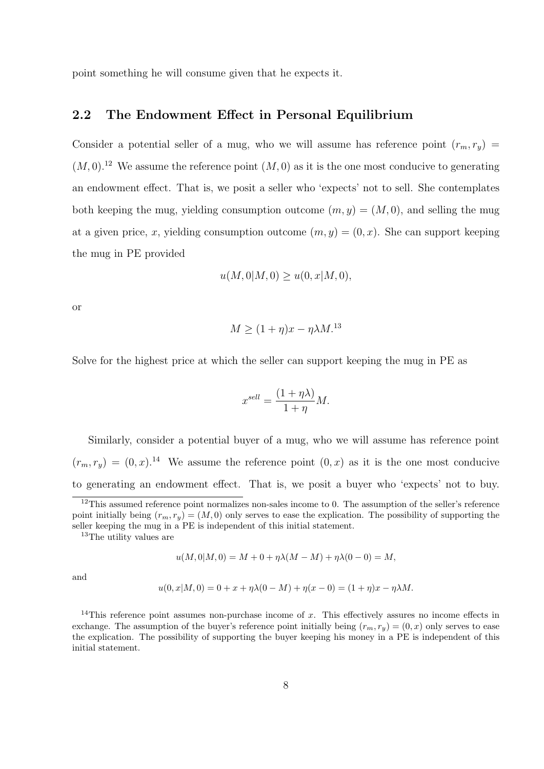point something he will consume given that he expects it.

## 2.2 The Endowment Effect in Personal Equilibrium

Consider a potential seller of a mug, who we will assume has reference point $(r_m, r_y) = (M, 0)$.[12] We assume the reference point $(M, 0)$ as it is the one most conducive to generating an endowment effect. That is, we posit a seller who 'expects' not to sell. She contemplates both keeping the mug, yielding consumption outcome $(m, y) = (M, 0)$, and selling the mug at a given price, $x$, yielding consumption outcome $(m, y) = (0, x)$. She can support keeping the mug in PE provided

$$u(M, 0|M, 0) \geq u(0, x|M, 0),$$

or

$$M \geq (1 + \eta)x - \eta\lambda M.^{13}$$

Solve for the highest price at which the seller can support keeping the mug in PE as

$$x^{sell} = \frac{(1 + \eta\lambda)}{1 + \eta} M.$$

Similarly, consider a potential buyer of a mug, who we will assume has reference point $(r_m, r_y) = (0, x)$.[14] We assume the reference point $(0, x)$ as it is the one most conducive to generating an endowment effect. That is, we posit a buyer who 'expects' not to buy.

[12] This assumed reference point normalizes non-sales income to 0. The assumption of the seller's reference point initially being $(r_m, r_y) = (M, 0)$ only serves to ease the explication. The possibility of supporting the seller keeping the mug in a PE is independent of this initial statement.

[13] The utility values are

$$u(M, 0|M, 0) = M + 0 + \eta\lambda(M - M) + \eta\lambda(0 - 0) = M,$$

and

$$u(0, x|M, 0) = 0 + x + \eta\lambda(0 - M) + \eta(x - 0) = (1 + \eta)x - \eta\lambda M.$$

[14] This reference point assumes non-purchase income of $x$. This effectively assures no income effects in exchange. The assumption of the buyer's reference point initially being $(r_m, r_y) = (0, x)$ only serves to ease the explication. The possibility of supporting the buyer keeping his money in a PE is independent of this initial statement.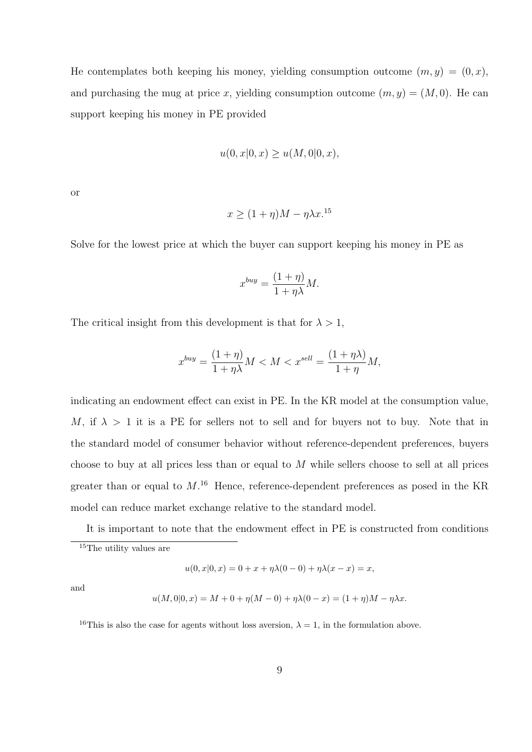He contemplates both keeping his money, yielding consumption outcome $(m, y) = (0, x)$, and purchasing the mug at price $x$, yielding consumption outcome $(m, y) = (M, 0)$. He can support keeping his money in PE provided

$$u(0, x|0, x) \geq u(M, 0|0, x),$$

or

$$x \geq (1 + \eta)M - \eta\lambda x.^{15}$$

Solve for the lowest price at which the buyer can support keeping his money in PE as

$$x^{buy} = \frac{(1 + \eta)}{1 + \eta\lambda}M.$$

The critical insight from this development is that for $\lambda > 1$,

$$x^{buy} = \frac{(1 + \eta)}{1 + \eta\lambda}M < M < x^{sell} = \frac{(1 + \eta\lambda)}{1 + \eta}M,$$

indicating an endowment effect can exist in PE. In the KR model at the consumption value, $M$, if $\lambda > 1$ it is a PE for sellers not to sell and for buyers not to buy. Note that in the standard model of consumer behavior without reference-dependent preferences, buyers choose to buy at all prices less than or equal to $M$ while sellers choose to sell at all prices greater than or equal to $M$.[16] Hence, reference-dependent preferences as posed in the KR model can reduce market exchange relative to the standard model.

It is important to note that the endowment effect in PE is constructed from conditions

---

[15] The utility values are

$$u(0, x|0, x) = 0 + x + \eta\lambda(0 - 0) + \eta\lambda(x - x) = x,$$

and

$$u(M, 0|0, x) = M + 0 + \eta(M - 0) + \eta\lambda(0 - x) = (1 + \eta)M - \eta\lambda x.$$

[16] This is also the case for agents without loss aversion, $\lambda = 1$, in the formulation above.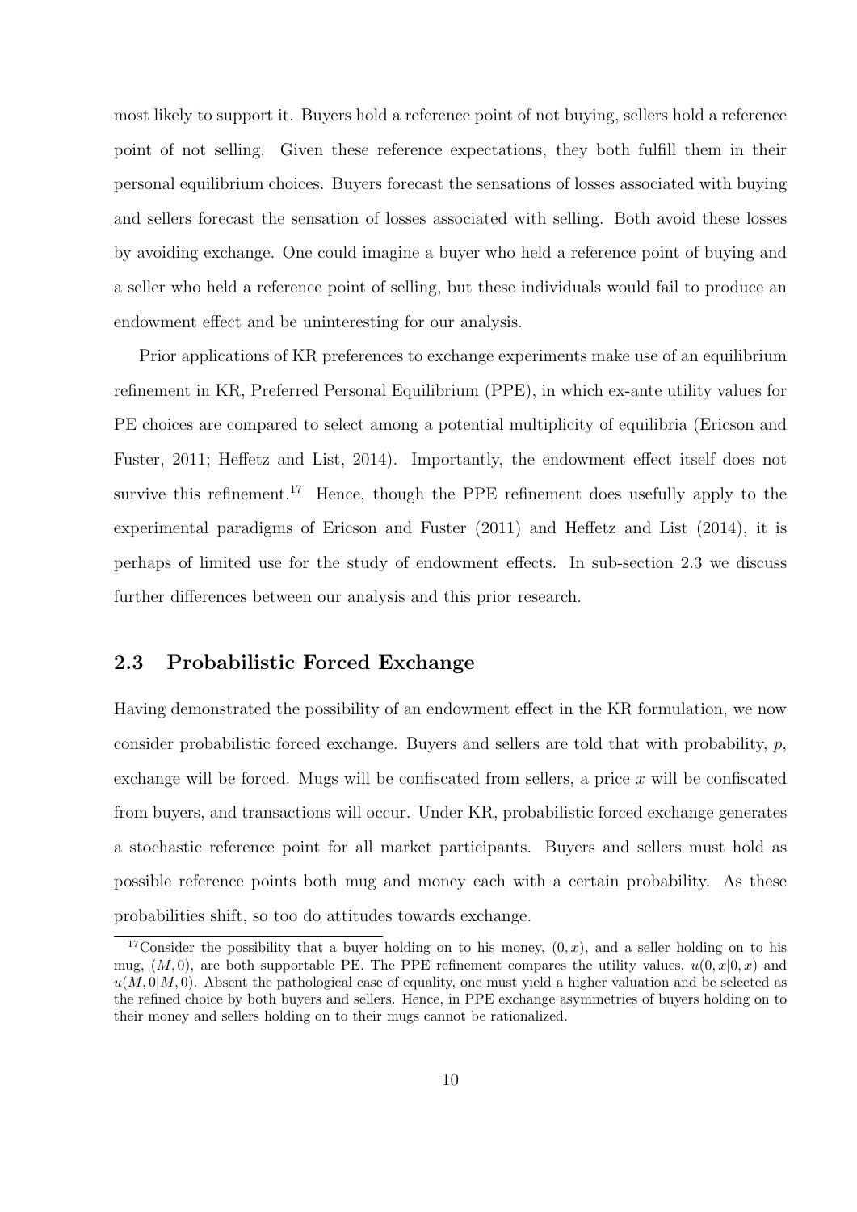most likely to support it. Buyers hold a reference point of not buying, sellers hold a reference point of not selling. Given these reference expectations, they both fulfill them in their personal equilibrium choices. Buyers forecast the sensations of losses associated with buying and sellers forecast the sensation of losses associated with selling. Both avoid these losses by avoiding exchange. One could imagine a buyer who held a reference point of buying and a seller who held a reference point of selling, but these individuals would fail to produce an endowment effect and be uninteresting for our analysis.

Prior applications of KR preferences to exchange experiments make use of an equilibrium refinement in KR, Preferred Personal Equilibrium (PPE), in which ex-ante utility values for PE choices are compared to select among a potential multiplicity of equilibria (Ericson and Fuster, 2011; Heffetz and List, 2014). Importantly, the endowment effect itself does not survive this refinement.[17] Hence, though the PPE refinement does usefully apply to the experimental paradigms of Ericson and Fuster (2011) and Heffetz and List (2014), it is perhaps of limited use for the study of endowment effects. In sub-section 2.3 we discuss further differences between our analysis and this prior research.

## 2.3 Probabilistic Forced Exchange

Having demonstrated the possibility of an endowment effect in the KR formulation, we now consider probabilistic forced exchange. Buyers and sellers are told that with probability, $p$, exchange will be forced. Mugs will be confiscated from sellers, a price $x$ will be confiscated from buyers, and transactions will occur. Under KR, probabilistic forced exchange generates a stochastic reference point for all market participants. Buyers and sellers must hold as possible reference points both mug and money each with a certain probability. As these probabilities shift, so too do attitudes towards exchange.

[17] Consider the possibility that a buyer holding on to his money, $(0, x)$, and a seller holding on to his mug, $(M, 0)$, are both supportable PE. The PPE refinement compares the utility values, $u(0, x|0, x)$ and $u(M, 0|M, 0)$. Absent the pathological case of equality, one must yield a higher valuation and be selected as the refined choice by both buyers and sellers. Hence, in PPE exchange asymmetries of buyers holding on to their money and sellers holding on to their mugs cannot be rationalized.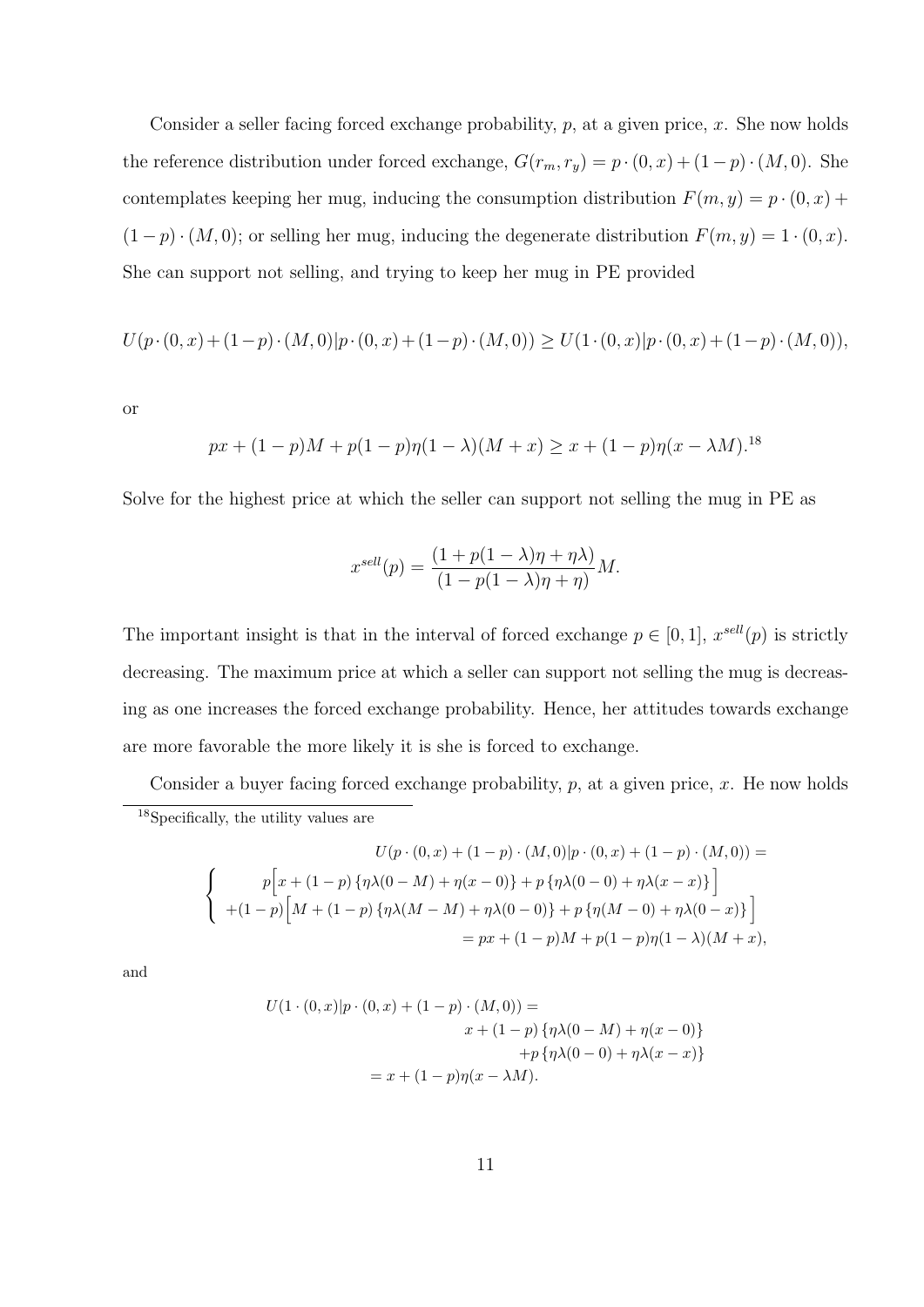Consider a seller facing forced exchange probability, $p$, at a given price, $x$. She now holds the reference distribution under forced exchange, $G(r_m, r_y) = p \cdot (0, x) + (1-p) \cdot (M, 0)$. She contemplates keeping her mug, inducing the consumption distribution $F(m, y) = p \cdot (0, x) + (1-p) \cdot (M, 0)$; or selling her mug, inducing the degenerate distribution $F(m, y) = 1 \cdot (0, x)$. She can support not selling, and trying to keep her mug in PE provided

$$U(p \cdot (0,x) + (1-p) \cdot (M,0) | p \cdot (0,x) + (1-p) \cdot (M,0)) \geq U(1 \cdot (0,x) | p \cdot (0,x) + (1-p) \cdot (M,0)),$$

or

$$px + (1-p)M + p(1-p)\eta(1-\lambda)(M+x) \geq x + (1-p)\eta(x - \lambda M).$$ [18]

Solve for the highest price at which the seller can support not selling the mug in PE as

$$x^{sell}(p) = \frac{(1 + p(1-\lambda)\eta + \eta\lambda)}{(1 - p(1-\lambda)\eta + \eta)} M.$$

The important insight is that in the interval of forced exchange $p \in [0, 1]$, $x^{sell}(p)$ is strictly decreasing. The maximum price at which a seller can support not selling the mug is decreasing as one increases the forced exchange probability. Hence, her attitudes towards exchange are more favorable the more likely it is she is forced to exchange.

Consider a buyer facing forced exchange probability, $p$, at a given price, $x$. He now holds

---

[18] Specifically, the utility values are

$$\begin{cases} U(p \cdot (0,x) + (1-p) \cdot (M,0) | p \cdot (0,x) + (1-p) \cdot (M,0)) = \\ \quad p\Big[x + (1-p)\left\{\eta\lambda(0-M) + \eta(x-0)\right\} + p\left\{\eta\lambda(0-0) + \eta\lambda(x-x)\right\}\Big] \\ \quad +(1-p)\Big[M + (1-p)\left\{\eta\lambda(M-M) + \eta\lambda(0-0)\right\} + p\left\{\eta(M-0) + \eta\lambda(0-x)\right\}\Big] \\ \quad = px + (1-p)M + p(1-p)\eta(1-\lambda)(M+x), \end{cases}$$

and

$$\begin{aligned} U(1 \cdot (0,x) | p \cdot (0,x) + (1-p) \cdot (M,0)) = & \\ & x + (1-p)\left\{\eta\lambda(0-M) + \eta(x-0)\right\} \\ & + p\left\{\eta\lambda(0-0) + \eta\lambda(x-x)\right\} \\ = & \; x + (1-p)\eta(x - \lambda M). \end{aligned}$$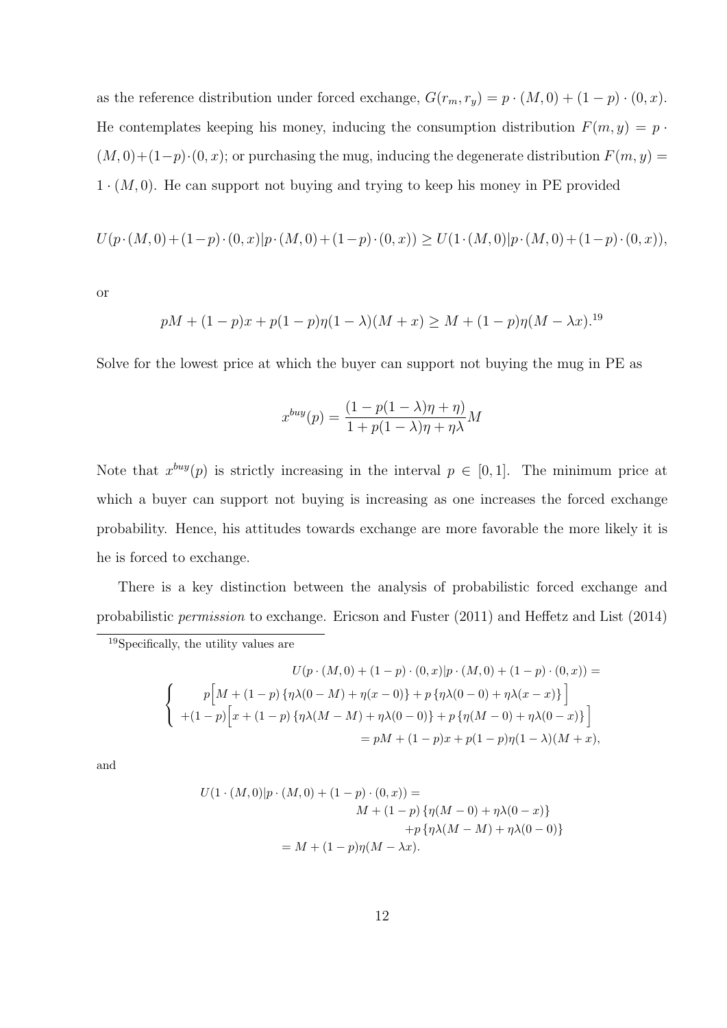as the reference distribution under forced exchange, $G(r_m, r_y) = p \cdot (M, 0) + (1-p) \cdot (0, x)$. He contemplates keeping his money, inducing the consumption distribution $F(m, y) = p \cdot (M, 0) + (1-p) \cdot (0, x)$; or purchasing the mug, inducing the degenerate distribution $F(m, y) = 1 \cdot (M, 0)$. He can support not buying and trying to keep his money in PE provided

$$U(p \cdot (M,0) + (1-p) \cdot (0,x) | p \cdot (M,0) + (1-p) \cdot (0,x)) \geq U(1 \cdot (M,0) | p \cdot (M,0) + (1-p) \cdot (0,x)),$$

or

$$pM + (1-p)x + p(1-p)\eta(1-\lambda)(M+x) \geq M + (1-p)\eta(M - \lambda x).^{19}$$

Solve for the lowest price at which the buyer can support not buying the mug in PE as

$$x^{buy}(p) = \frac{(1 - p(1-\lambda)\eta + \eta)}{1 + p(1-\lambda)\eta + \eta\lambda} M$$

Note that $x^{buy}(p)$ is strictly increasing in the interval $p \in [0, 1]$. The minimum price at which a buyer can support not buying is increasing as one increases the forced exchange probability. Hence, his attitudes towards exchange are more favorable the more likely it is he is forced to exchange.

There is a key distinction between the analysis of probabilistic forced exchange and probabilistic *permission* to exchange. Ericson and Fuster (2011) and Heffetz and List (2014)

---

[19] Specifically, the utility values are

$$\begin{aligned}
&U(p \cdot (M,0) + (1-p) \cdot (0,x) | p \cdot (M,0) + (1-p) \cdot (0,x)) = \\
&\left\{ \begin{array}{l} p\Big[M + (1-p)\left\{\eta\lambda(0-M) + \eta(x-0)\right\} + p\left\{\eta\lambda(0-0) + \eta\lambda(x-x)\right\}\Big] \\ +(1-p)\Big[x + (1-p)\left\{\eta\lambda(M-M) + \eta\lambda(0-0)\right\} + p\left\{\eta(M-0) + \eta\lambda(0-x)\right\}\Big] \end{array} \right. \\
&= pM + (1-p)x + p(1-p)\eta(1-\lambda)(M+x),
\end{aligned}$$

and

$$\begin{aligned}
U(1 \cdot (M,0) | p \cdot (M,0) + (1-p) \cdot (0,x)) = \\
&M + (1-p)\left\{\eta(M-0) + \eta\lambda(0-x)\right\} \\
&+p\left\{\eta\lambda(M-M) + \eta\lambda(0-0)\right\} \\
= M + (1-p)\eta(M - \lambda x).
\end{aligned}$$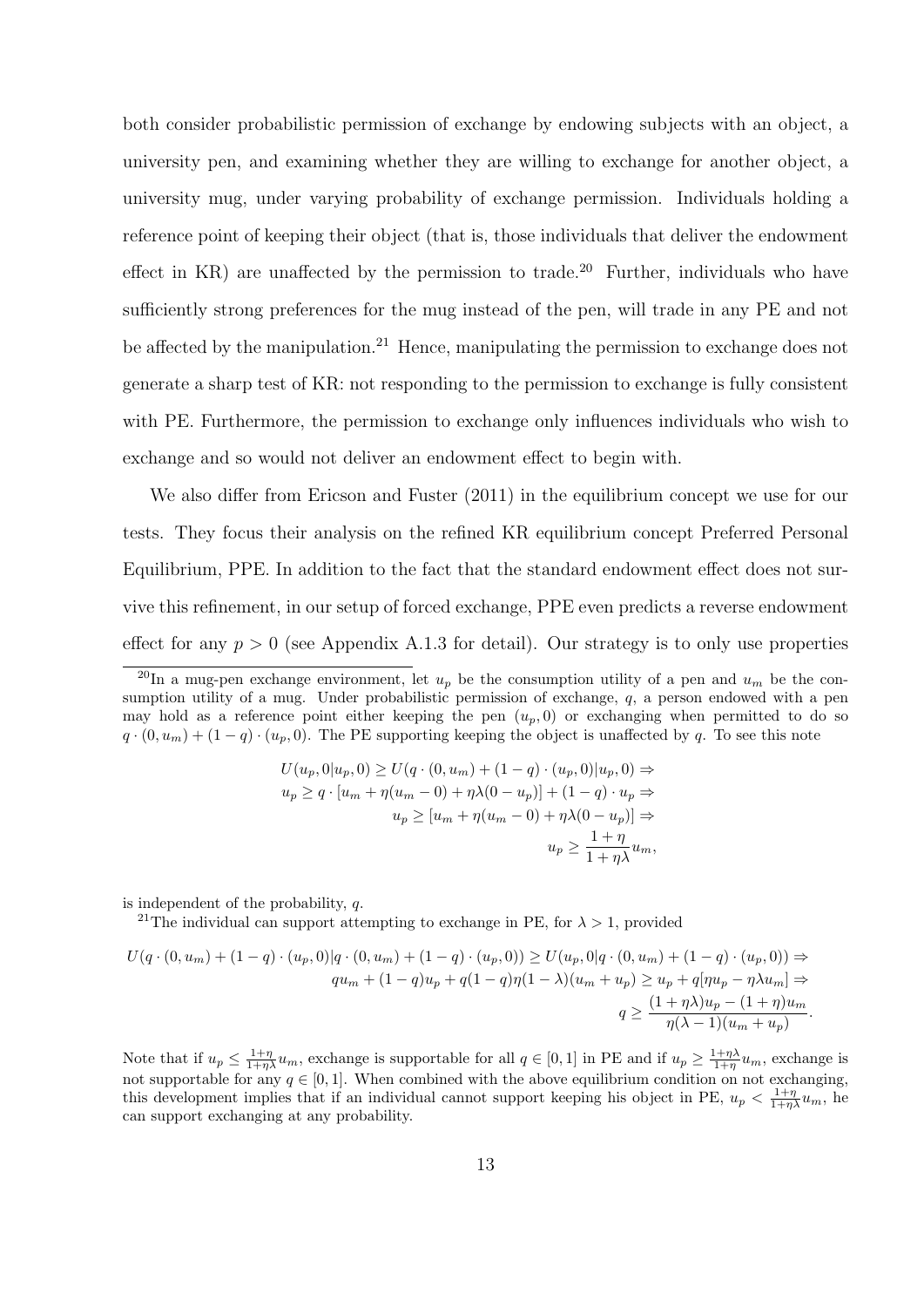both consider probabilistic permission of exchange by endowing subjects with an object, a university pen, and examining whether they are willing to exchange for another object, a university mug, under varying probability of exchange permission. Individuals holding a reference point of keeping their object (that is, those individuals that deliver the endowment effect in KR) are unaffected by the permission to trade.[20] Further, individuals who have sufficiently strong preferences for the mug instead of the pen, will trade in any PE and not be affected by the manipulation.[21] Hence, manipulating the permission to exchange does not generate a sharp test of KR: not responding to the permission to exchange is fully consistent with PE. Furthermore, the permission to exchange only influences individuals who wish to exchange and so would not deliver an endowment effect to begin with.

We also differ from Ericson and Fuster (2011) in the equilibrium concept we use for our tests. They focus their analysis on the refined KR equilibrium concept Preferred Personal Equilibrium, PPE. In addition to the fact that the standard endowment effect does not survive this refinement, in our setup of forced exchange, PPE even predicts a reverse endowment effect for any $p > 0$ (see Appendix A.1.3 for detail). Our strategy is to only use properties

---

[20] In a mug-pen exchange environment, let $u_p$ be the consumption utility of a pen and $u_m$ be the consumption utility of a mug. Under probabilistic permission of exchange, $q$, a person endowed with a pen may hold as a reference point either keeping the pen $(u_p, 0)$ or exchanging when permitted to do so $q \cdot (0, u_m) + (1 - q) \cdot (u_p, 0)$. The PE supporting keeping the object is unaffected by $q$. To see this note

$$
\begin{aligned}
U(u_p, 0|u_p, 0) \geq U(q \cdot (0, u_m) + (1-q) \cdot (u_p, 0)|u_p, 0) &\Rightarrow \\
u_p \geq q \cdot [u_m + \eta(u_m - 0) + \eta\lambda(0 - u_p)] + (1-q) \cdot u_p &\Rightarrow \\
u_p \geq [u_m + \eta(u_m - 0) + \eta\lambda(0 - u_p)] &\Rightarrow \\
u_p \geq \frac{1+\eta}{1+\eta\lambda} u_m&,
\end{aligned}
$$

is independent of the probability, $q$.

[21] The individual can support attempting to exchange in PE, for $\lambda > 1$, provided

$$
\begin{aligned}
U(q \cdot (0, u_m) + (1-q) \cdot (u_p, 0)|q \cdot (0, u_m) + (1-q) \cdot (u_p, 0)) \geq U(u_p, 0|q \cdot (0, u_m) + (1-q) \cdot (u_p, 0)) &\Rightarrow \\
qu_m + (1-q)u_p + q(1-q)\eta(1-\lambda)(u_m + u_p) \geq u_p + q[\eta u_p - \eta\lambda u_m] &\Rightarrow \\
q \geq \frac{(1+\eta\lambda)u_p - (1+\eta)u_m}{\eta(\lambda - 1)(u_m + u_p)}&.
\end{aligned}
$$

Note that if $u_p \leq \frac{1+\eta}{1+\eta\lambda} u_m$, exchange is supportable for all $q \in [0, 1]$ in PE and if $u_p \geq \frac{1+\eta\lambda}{1+\eta} u_m$, exchange is not supportable for any $q \in [0, 1]$. When combined with the above equilibrium condition on not exchanging, this development implies that if an individual cannot support keeping his object in PE, $u_p < \frac{1+\eta}{1+\eta\lambda} u_m$, he can support exchanging at any probability.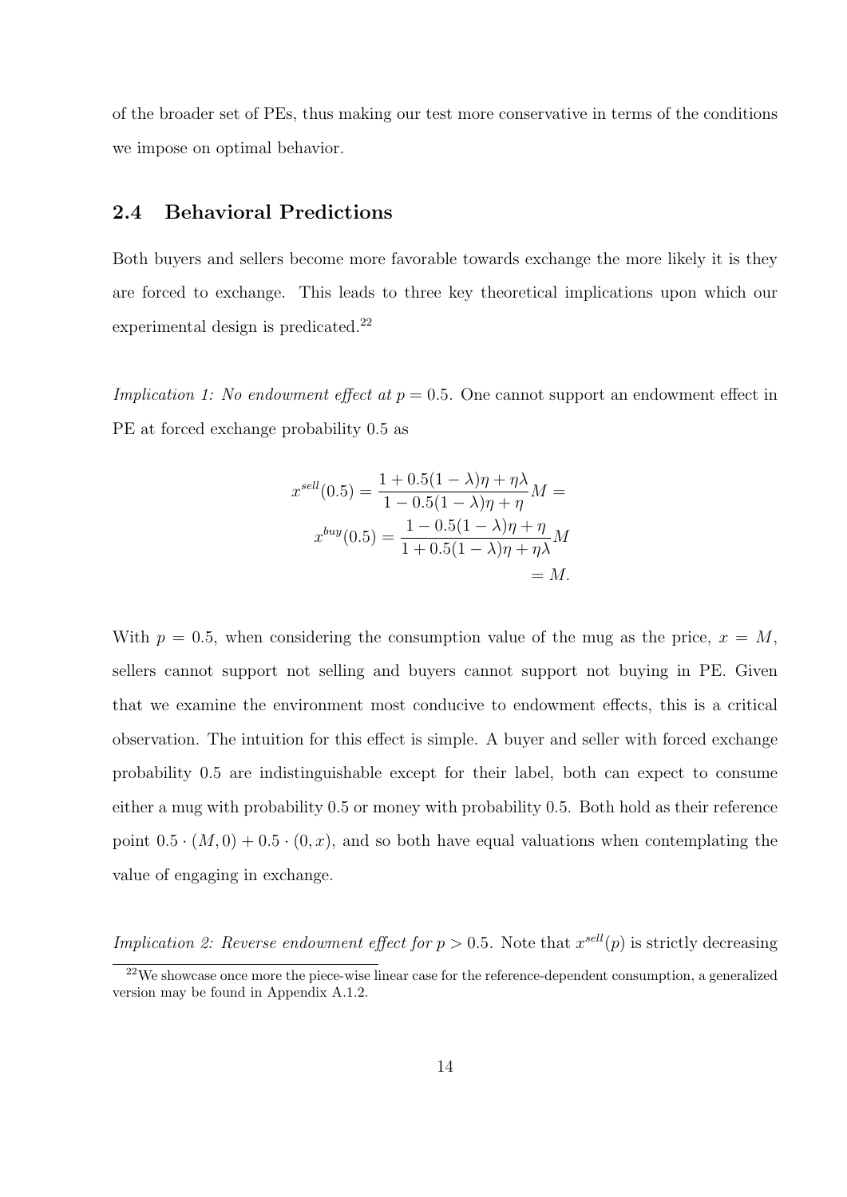of the broader set of PEs, thus making our test more conservative in terms of the conditions we impose on optimal behavior.

## 2.4 Behavioral Predictions

Both buyers and sellers become more favorable towards exchange the more likely it is they are forced to exchange. This leads to three key theoretical implications upon which our experimental design is predicated.[22]

*Implication 1: No endowment effect at $p = 0.5$.* One cannot support an endowment effect in PE at forced exchange probability 0.5 as

$$
\begin{aligned}
x^{sell}(0.5) = \frac{1 + 0.5(1-\lambda)\eta + \eta\lambda}{1 - 0.5(1-\lambda)\eta + \eta} M = \\
x^{buy}(0.5) = \frac{1 - 0.5(1-\lambda)\eta + \eta}{1 + 0.5(1-\lambda)\eta + \eta\lambda} M \\
= M.
\end{aligned}
$$

With $p = 0.5$, when considering the consumption value of the mug as the price, $x = M$, sellers cannot support not selling and buyers cannot support not buying in PE. Given that we examine the environment most conducive to endowment effects, this is a critical observation. The intuition for this effect is simple. A buyer and seller with forced exchange probability 0.5 are indistinguishable except for their label, both can expect to consume either a mug with probability 0.5 or money with probability 0.5. Both hold as their reference point $0.5 \cdot (M, 0) + 0.5 \cdot (0, x)$, and so both have equal valuations when contemplating the value of engaging in exchange.

*Implication 2: Reverse endowment effect for $p > 0.5$.* Note that $x^{sell}(p)$ is strictly decreasing

[22] We showcase once more the piece-wise linear case for the reference-dependent consumption, a generalized version may be found in Appendix A.1.2.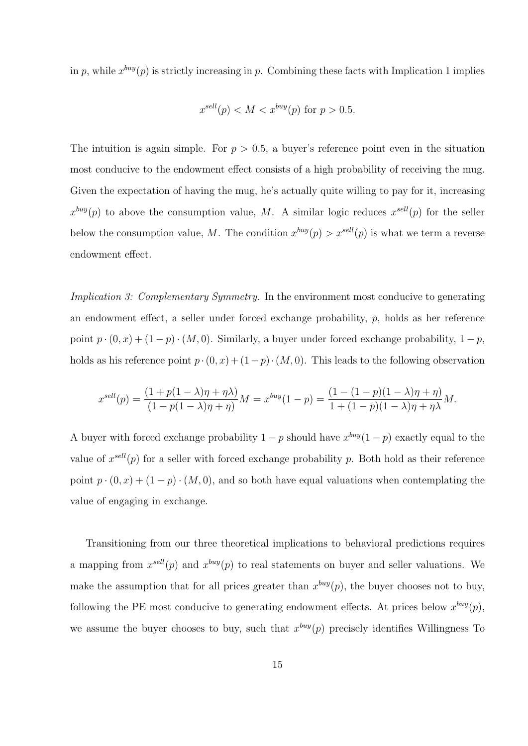in $p$, while $x^{buy}(p)$ is strictly increasing in $p$. Combining these facts with Implication 1 implies

$$x^{sell}(p) < M < x^{buy}(p) \text{ for } p > 0.5.$$

The intuition is again simple. For $p > 0.5$, a buyer's reference point even in the situation most conducive to the endowment effect consists of a high probability of receiving the mug. Given the expectation of having the mug, he's actually quite willing to pay for it, increasing $x^{buy}(p)$ to above the consumption value, $M$. A similar logic reduces $x^{sell}(p)$ for the seller below the consumption value, $M$. The condition $x^{buy}(p) > x^{sell}(p)$ is what we term a reverse endowment effect.

*Implication 3: Complementary Symmetry.* In the environment most conducive to generating an endowment effect, a seller under forced exchange probability, $p$, holds as her reference point $p \cdot (0, x) + (1 - p) \cdot (M, 0)$. Similarly, a buyer under forced exchange probability, $1 - p$, holds as his reference point $p \cdot (0, x) + (1 - p) \cdot (M, 0)$. This leads to the following observation

$$x^{sell}(p) = \frac{(1 + p(1 - \lambda)\eta + \eta\lambda)}{(1 - p(1 - \lambda)\eta + \eta)} M = x^{buy}(1 - p) = \frac{(1 - (1 - p)(1 - \lambda)\eta + \eta)}{1 + (1 - p)(1 - \lambda)\eta + \eta\lambda} M.$$

A buyer with forced exchange probability $1 - p$ should have $x^{buy}(1 - p)$ exactly equal to the value of $x^{sell}(p)$ for a seller with forced exchange probability $p$. Both hold as their reference point $p \cdot (0, x) + (1 - p) \cdot (M, 0)$, and so both have equal valuations when contemplating the value of engaging in exchange.

Transitioning from our three theoretical implications to behavioral predictions requires a mapping from $x^{sell}(p)$ and $x^{buy}(p)$ to real statements on buyer and seller valuations. We make the assumption that for all prices greater than $x^{buy}(p)$, the buyer chooses not to buy, following the PE most conducive to generating endowment effects. At prices below $x^{buy}(p)$, we assume the buyer chooses to buy, such that $x^{buy}(p)$ precisely identifies Willingness To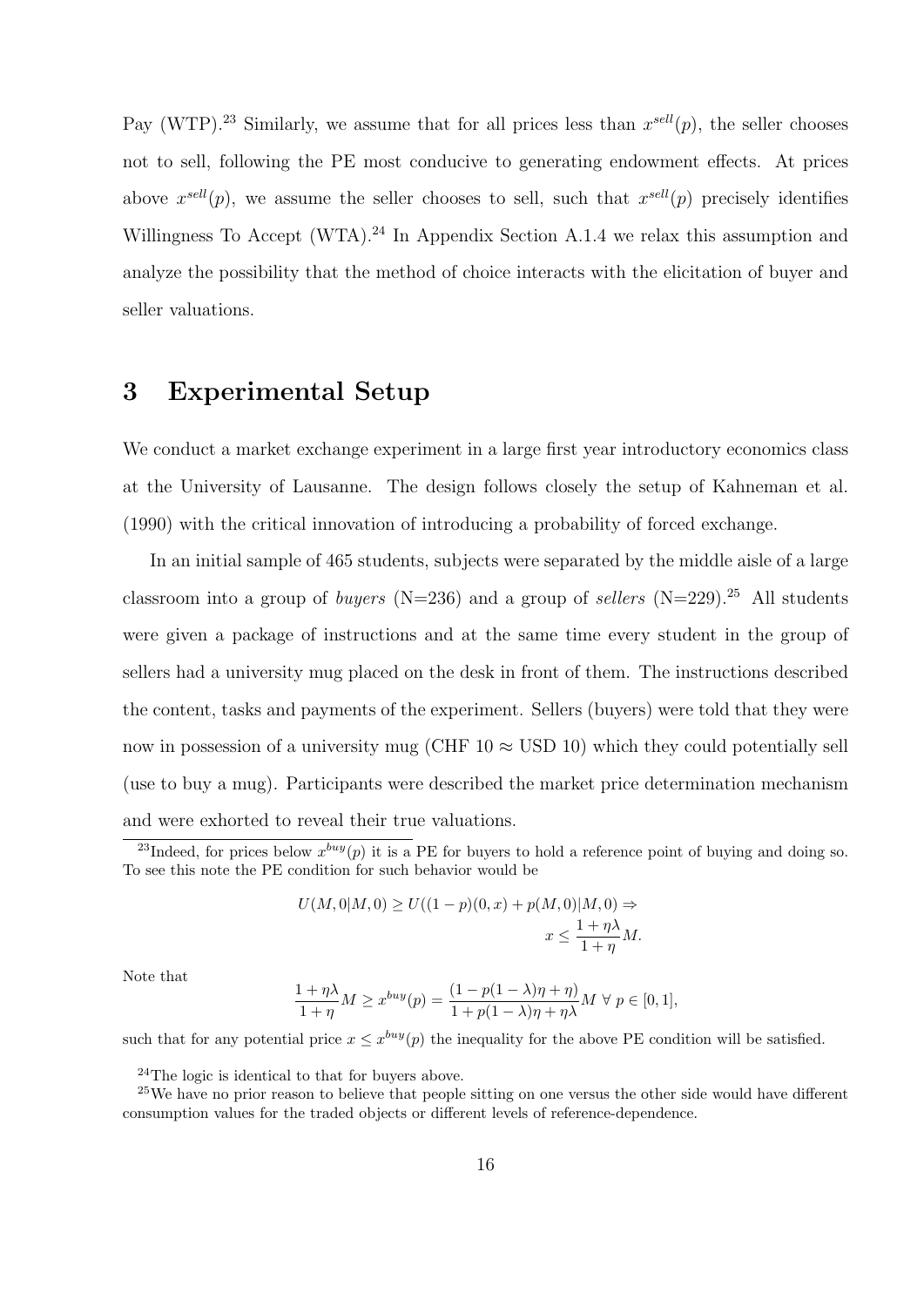Pay (WTP).[23] Similarly, we assume that for all prices less than $x^{sell}(p)$, the seller chooses not to sell, following the PE most conducive to generating endowment effects. At prices above $x^{sell}(p)$, we assume the seller chooses to sell, such that $x^{sell}(p)$ precisely identifies Willingness To Accept (WTA).[24] In Appendix Section A.1.4 we relax this assumption and analyze the possibility that the method of choice interacts with the elicitation of buyer and seller valuations.

## 3 Experimental Setup

We conduct a market exchange experiment in a large first year introductory economics class at the University of Lausanne. The design follows closely the setup of Kahneman et al. (1990) with the critical innovation of introducing a probability of forced exchange.

In an initial sample of 465 students, subjects were separated by the middle aisle of a large classroom into a group of *buyers* (N=236) and a group of *sellers* (N=229).[25] All students were given a package of instructions and at the same time every student in the group of sellers had a university mug placed on the desk in front of them. The instructions described the content, tasks and payments of the experiment. Sellers (buyers) were told that they were now in possession of a university mug (CHF 10 ≈ USD 10) which they could potentially sell (use to buy a mug). Participants were described the market price determination mechanism and were exhorted to reveal their true valuations.

---

[23] Indeed, for prices below $x^{buy}(p)$ it is a PE for buyers to hold a reference point of buying and doing so. To see this note the PE condition for such behavior would be

$$U(M,0|M,0) \geq U((1-p)(0,x) + p(M,0)|M,0) \Rightarrow$$
$$x \leq \frac{1+\eta\lambda}{1+\eta}M.$$

Note that

$$\frac{1+\eta\lambda}{1+\eta}M \geq x^{buy}(p) = \frac{(1-p(1-\lambda)\eta+\eta)}{1+p(1-\lambda)\eta+\eta\lambda}M \;\forall\; p \in [0,1],$$

such that for any potential price $x \leq x^{buy}(p)$ the inequality for the above PE condition will be satisfied.

[24] The logic is identical to that for buyers above.

[25] We have no prior reason to believe that people sitting on one versus the other side would have different consumption values for the traded objects or different levels of reference-dependence.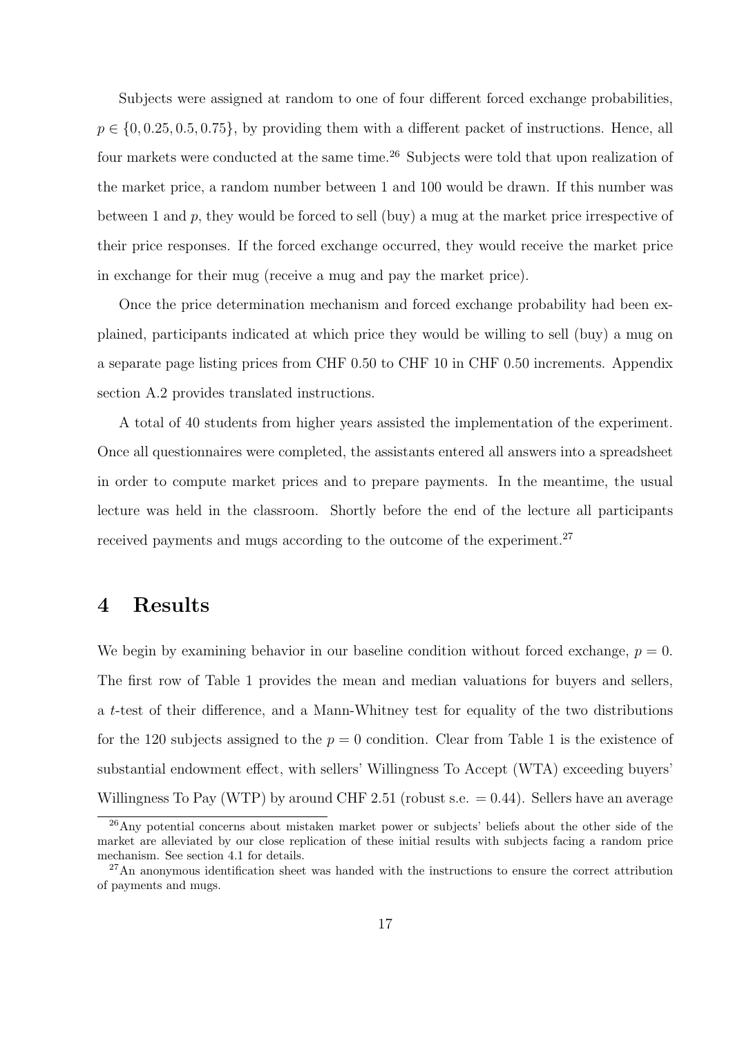Subjects were assigned at random to one of four different forced exchange probabilities, $p \in \{0, 0.25, 0.5, 0.75\}$, by providing them with a different packet of instructions. Hence, all four markets were conducted at the same time.[26] Subjects were told that upon realization of the market price, a random number between 1 and 100 would be drawn. If this number was between 1 and $p$, they would be forced to sell (buy) a mug at the market price irrespective of their price responses. If the forced exchange occurred, they would receive the market price in exchange for their mug (receive a mug and pay the market price).

Once the price determination mechanism and forced exchange probability had been explained, participants indicated at which price they would be willing to sell (buy) a mug on a separate page listing prices from CHF 0.50 to CHF 10 in CHF 0.50 increments. Appendix section A.2 provides translated instructions.

A total of 40 students from higher years assisted the implementation of the experiment. Once all questionnaires were completed, the assistants entered all answers into a spreadsheet in order to compute market prices and to prepare payments. In the meantime, the usual lecture was held in the classroom. Shortly before the end of the lecture all participants received payments and mugs according to the outcome of the experiment.[27]

# 4 Results

We begin by examining behavior in our baseline condition without forced exchange, $p = 0$. The first row of Table 1 provides the mean and median valuations for buyers and sellers, a $t$-test of their difference, and a Mann-Whitney test for equality of the two distributions for the 120 subjects assigned to the $p = 0$ condition. Clear from Table 1 is the existence of substantial endowment effect, with sellers' Willingness To Accept (WTA) exceeding buyers' Willingness To Pay (WTP) by around CHF 2.51 (robust s.e. $= 0.44$). Sellers have an average

[26] Any potential concerns about mistaken market power or subjects' beliefs about the other side of the market are alleviated by our close replication of these initial results with subjects facing a random price mechanism. See section 4.1 for details.

[27] An anonymous identification sheet was handed with the instructions to ensure the correct attribution of payments and mugs.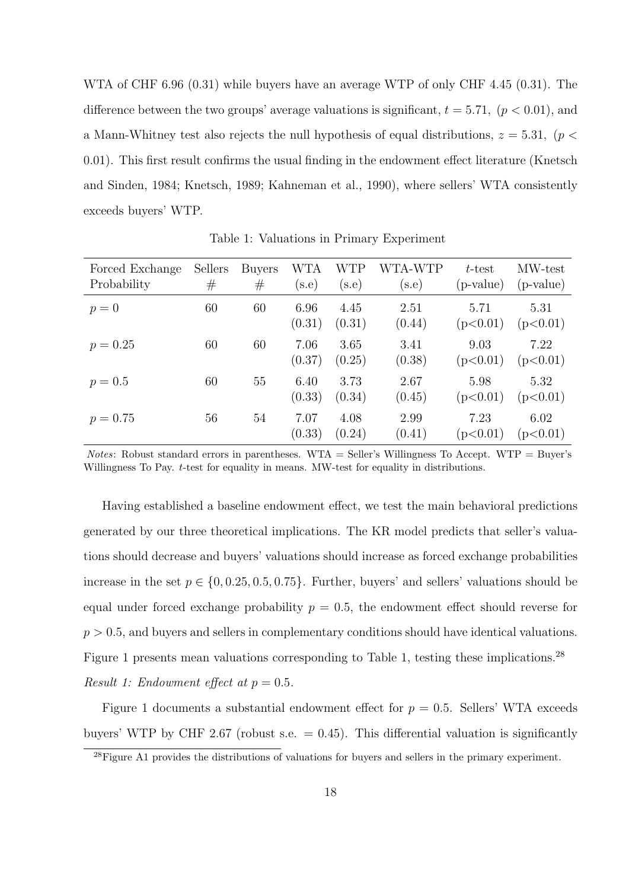WTA of CHF 6.96 (0.31) while buyers have an average WTP of only CHF 4.45 (0.31). The difference between the two groups' average valuations is significant, $t = 5.71$, $(p < 0.01)$, and a Mann-Whitney test also rejects the null hypothesis of equal distributions, $z = 5.31$, $(p < 0.01)$. This first result confirms the usual finding in the endowment effect literature (Knetsch and Sinden, 1984; Knetsch, 1989; Kahneman et al., 1990), where sellers' WTA consistently exceeds buyers' WTP.

Table 1: Valuations in Primary Experiment

| Forced Exchange Probability | Sellers # | Buyers # | WTA (s.e) | WTP (s.e) | WTA-WTP (s.e) | $t$-test (p-value) | MW-test (p-value) |
|---|---|---|---|---|---|---|---|
| $p = 0$ | 60 | 60 | 6.96 (0.31) | 4.45 (0.31) | 2.51 (0.44) | 5.71 (p<0.01) | 5.31 (p<0.01) |
| $p = 0.25$ | 60 | 60 | 7.06 (0.37) | 3.65 (0.25) | 3.41 (0.38) | 9.03 (p<0.01) | 7.22 (p<0.01) |
| $p = 0.5$ | 60 | 55 | 6.40 (0.33) | 3.73 (0.34) | 2.67 (0.45) | 5.98 (p<0.01) | 5.32 (p<0.01) |
| $p = 0.75$ | 56 | 54 | 7.07 (0.33) | 4.08 (0.24) | 2.99 (0.41) | 7.23 (p<0.01) | 6.02 (p<0.01) |

*Notes*: Robust standard errors in parentheses. WTA = Seller's Willingness To Accept. WTP = Buyer's Willingness To Pay. $t$-test for equality in means. MW-test for equality in distributions.

Having established a baseline endowment effect, we test the main behavioral predictions generated by our three theoretical implications. The KR model predicts that seller's valuations should decrease and buyers' valuations should increase as forced exchange probabilities increase in the set $p \in \{0, 0.25, 0.5, 0.75\}$. Further, buyers' and sellers' valuations should be equal under forced exchange probability $p = 0.5$, the endowment effect should reverse for $p > 0.5$, and buyers and sellers in complementary conditions should have identical valuations. Figure 1 presents mean valuations corresponding to Table 1, testing these implications.[28]

*Result 1: Endowment effect at $p = 0.5$.*

Figure 1 documents a substantial endowment effect for $p = 0.5$. Sellers' WTA exceeds buyers' WTP by CHF 2.67 (robust s.e. = 0.45). This differential valuation is significantly

[28] Figure A1 provides the distributions of valuations for buyers and sellers in the primary experiment.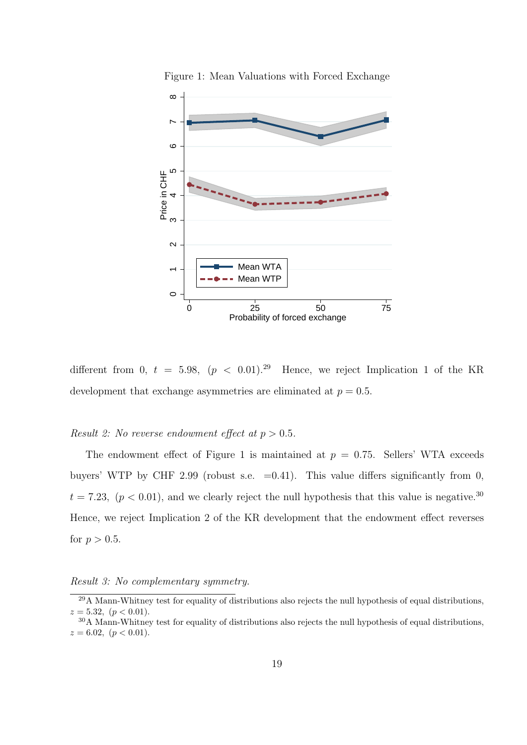Figure 1: Mean Valuations with Forced Exchange

different from 0, $t = 5.98$, $(p < 0.01)$.[29] Hence, we reject Implication 1 of the KR development that exchange asymmetries are eliminated at $p = 0.5$.

*Result 2: No reverse endowment effect at $p > 0.5$.*

The endowment effect of Figure 1 is maintained at $p = 0.75$. Sellers' WTA exceeds buyers' WTP by CHF 2.99 (robust s.e. =0.41). This value differs significantly from 0, $t = 7.23$, $(p < 0.01)$, and we clearly reject the null hypothesis that this value is negative.[30] Hence, we reject Implication 2 of the KR development that the endowment effect reverses for $p > 0.5$.

*Result 3: No complementary symmetry.*

[29] A Mann-Whitney test for equality of distributions also rejects the null hypothesis of equal distributions, $z = 5.32$, $(p < 0.01)$.

[30] A Mann-Whitney test for equality of distributions also rejects the null hypothesis of equal distributions, $z = 6.02$, $(p < 0.01)$.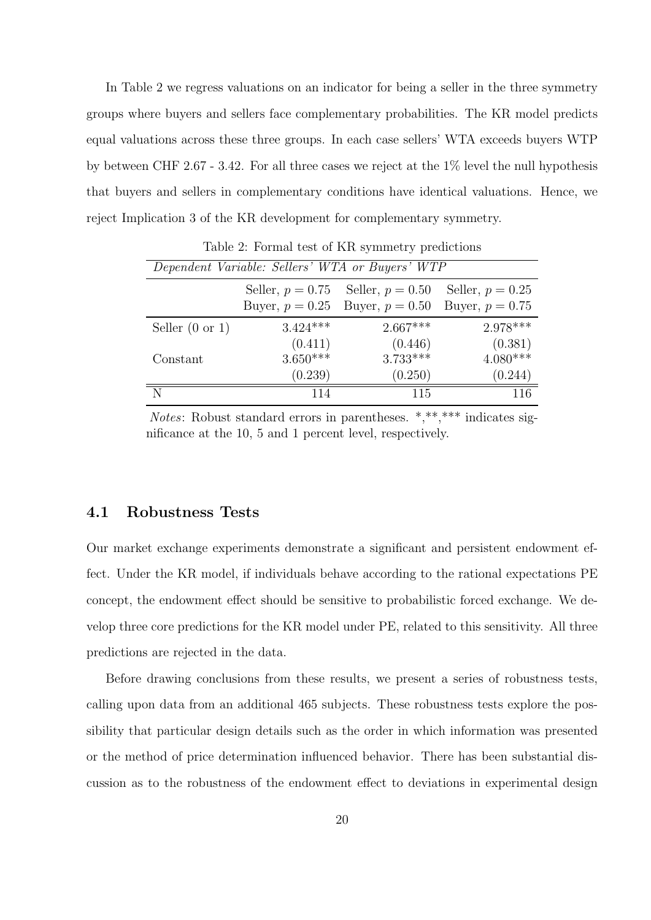In Table 2 we regress valuations on an indicator for being a seller in the three symmetry groups where buyers and sellers face complementary probabilities. The KR model predicts equal valuations across these three groups. In each case sellers' WTA exceeds buyers WTP by between CHF 2.67 - 3.42. For all three cases we reject at the 1% level the null hypothesis that buyers and sellers in complementary conditions have identical valuations. Hence, we reject Implication 3 of the KR development for complementary symmetry.

Table 2: Formal test of KR symmetry predictions

| *Dependent Variable: Sellers' WTA or Buyers' WTP* | | | |
|---|---|---|---|
| | Seller, $p = 0.75$ Buyer, $p = 0.25$ | Seller, $p = 0.50$ Buyer, $p = 0.50$ | Seller, $p = 0.25$ Buyer, $p = 0.75$ |
| Seller (0 or 1) | 3.424*** | 2.667*** | 2.978*** |
| | (0.411) | (0.446) | (0.381) |
| Constant | 3.650*** | 3.733*** | 4.080*** |
| | (0.239) | (0.250) | (0.244) |
| N | 114 | 115 | 116 |

*Notes*: Robust standard errors in parentheses. *,**,*** indicates significance at the 10, 5 and 1 percent level, respectively.

## 4.1 Robustness Tests

Our market exchange experiments demonstrate a significant and persistent endowment effect. Under the KR model, if individuals behave according to the rational expectations PE concept, the endowment effect should be sensitive to probabilistic forced exchange. We develop three core predictions for the KR model under PE, related to this sensitivity. All three predictions are rejected in the data.

Before drawing conclusions from these results, we present a series of robustness tests, calling upon data from an additional 465 subjects. These robustness tests explore the possibility that particular design details such as the order in which information was presented or the method of price determination influenced behavior. There has been substantial discussion as to the robustness of the endowment effect to deviations in experimental design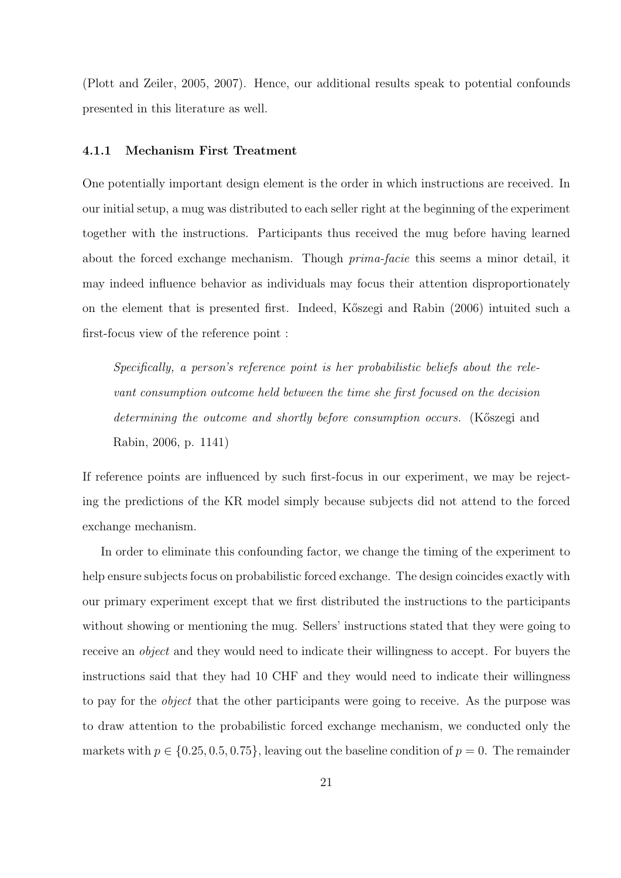(Plott and Zeiler, 2005, 2007). Hence, our additional results speak to potential confounds presented in this literature as well.

### 4.1.1 Mechanism First Treatment

One potentially important design element is the order in which instructions are received. In our initial setup, a mug was distributed to each seller right at the beginning of the experiment together with the instructions. Participants thus received the mug before having learned about the forced exchange mechanism. Though *prima-facie* this seems a minor detail, it may indeed influence behavior as individuals may focus their attention disproportionately on the element that is presented first. Indeed, Kőszegi and Rabin (2006) intuited such a first-focus view of the reference point :

> *Specifically, a person's reference point is her probabilistic beliefs about the relevant consumption outcome held between the time she first focused on the decision determining the outcome and shortly before consumption occurs.* (Kőszegi and Rabin, 2006, p. 1141)

If reference points are influenced by such first-focus in our experiment, we may be rejecting the predictions of the KR model simply because subjects did not attend to the forced exchange mechanism.

In order to eliminate this confounding factor, we change the timing of the experiment to help ensure subjects focus on probabilistic forced exchange. The design coincides exactly with our primary experiment except that we first distributed the instructions to the participants without showing or mentioning the mug. Sellers' instructions stated that they were going to receive an *object* and they would need to indicate their willingness to accept. For buyers the instructions said that they had 10 CHF and they would need to indicate their willingness to pay for the *object* that the other participants were going to receive. As the purpose was to draw attention to the probabilistic forced exchange mechanism, we conducted only the markets with $p \in \{0.25, 0.5, 0.75\}$, leaving out the baseline condition of $p = 0$. The remainder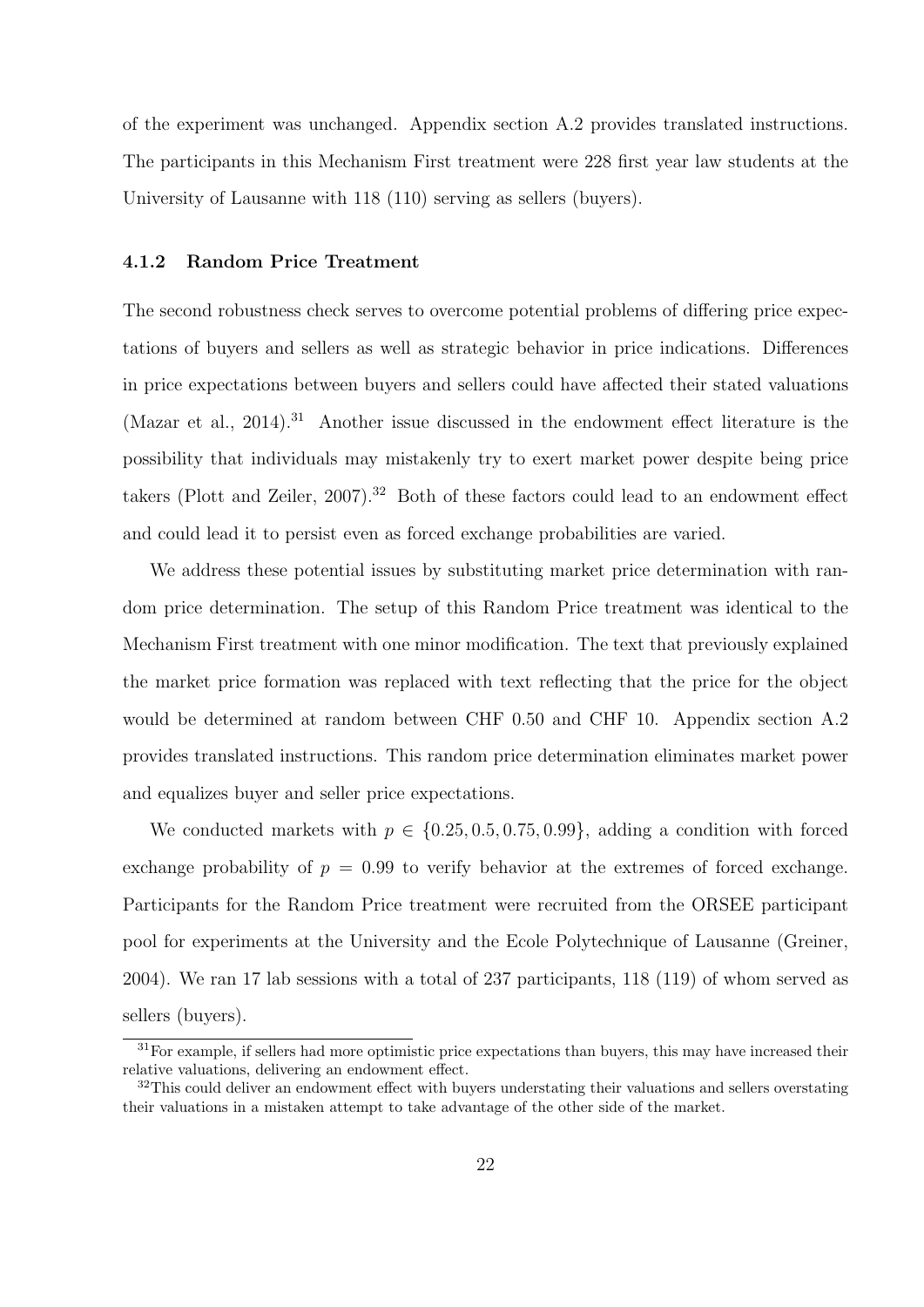of the experiment was unchanged. Appendix section A.2 provides translated instructions. The participants in this Mechanism First treatment were 228 first year law students at the University of Lausanne with 118 (110) serving as sellers (buyers).

### 4.1.2 Random Price Treatment

The second robustness check serves to overcome potential problems of differing price expectations of buyers and sellers as well as strategic behavior in price indications. Differences in price expectations between buyers and sellers could have affected their stated valuations (Mazar et al., 2014).[31] Another issue discussed in the endowment effect literature is the possibility that individuals may mistakenly try to exert market power despite being price takers (Plott and Zeiler, 2007).[32] Both of these factors could lead to an endowment effect and could lead it to persist even as forced exchange probabilities are varied.

We address these potential issues by substituting market price determination with random price determination. The setup of this Random Price treatment was identical to the Mechanism First treatment with one minor modification. The text that previously explained the market price formation was replaced with text reflecting that the price for the object would be determined at random between CHF 0.50 and CHF 10. Appendix section A.2 provides translated instructions. This random price determination eliminates market power and equalizes buyer and seller price expectations.

We conducted markets with $p \in \{0.25, 0.5, 0.75, 0.99\}$, adding a condition with forced exchange probability of $p = 0.99$ to verify behavior at the extremes of forced exchange. Participants for the Random Price treatment were recruited from the ORSEE participant pool for experiments at the University and the Ecole Polytechnique of Lausanne (Greiner, 2004). We ran 17 lab sessions with a total of 237 participants, 118 (119) of whom served as sellers (buyers).

[31] For example, if sellers had more optimistic price expectations than buyers, this may have increased their relative valuations, delivering an endowment effect.

[32] This could deliver an endowment effect with buyers understating their valuations and sellers overstating their valuations in a mistaken attempt to take advantage of the other side of the market.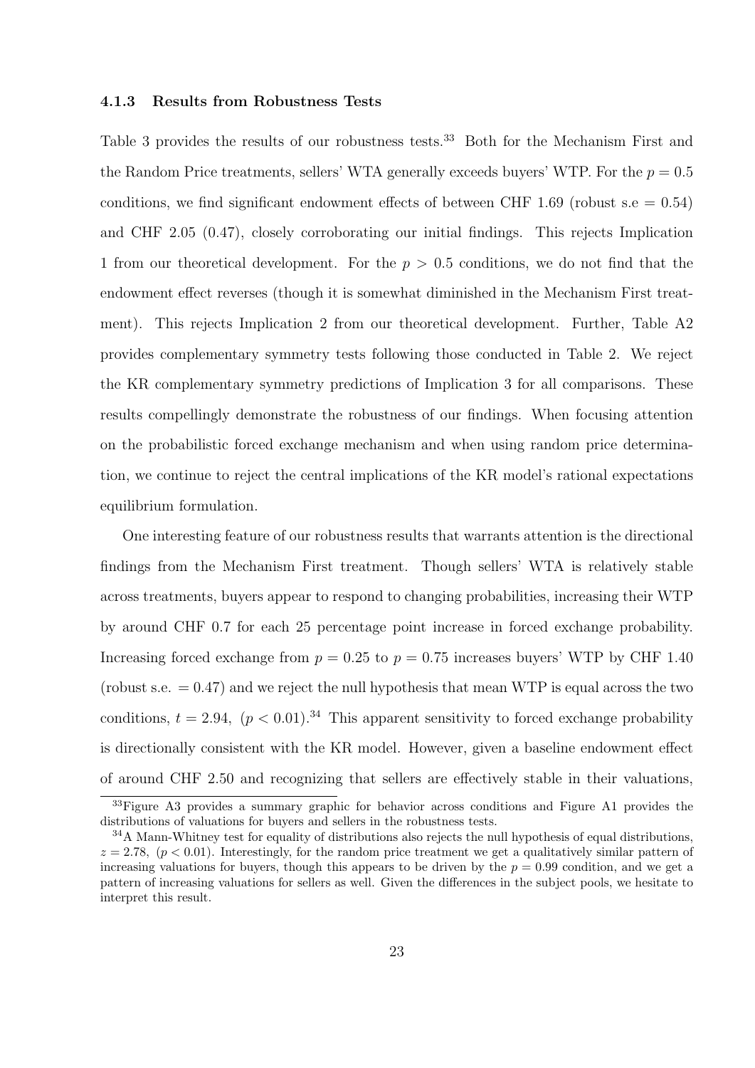#### 4.1.3 Results from Robustness Tests

Table 3 provides the results of our robustness tests.[33] Both for the Mechanism First and the Random Price treatments, sellers' WTA generally exceeds buyers' WTP. For the $p = 0.5$ conditions, we find significant endowment effects of between CHF 1.69 (robust s.e $= 0.54$) and CHF 2.05 (0.47), closely corroborating our initial findings. This rejects Implication 1 from our theoretical development. For the $p > 0.5$ conditions, we do not find that the endowment effect reverses (though it is somewhat diminished in the Mechanism First treatment). This rejects Implication 2 from our theoretical development. Further, Table A2 provides complementary symmetry tests following those conducted in Table 2. We reject the KR complementary symmetry predictions of Implication 3 for all comparisons. These results compellingly demonstrate the robustness of our findings. When focusing attention on the probabilistic forced exchange mechanism and when using random price determination, we continue to reject the central implications of the KR model's rational expectations equilibrium formulation.

One interesting feature of our robustness results that warrants attention is the directional findings from the Mechanism First treatment. Though sellers' WTA is relatively stable across treatments, buyers appear to respond to changing probabilities, increasing their WTP by around CHF 0.7 for each 25 percentage point increase in forced exchange probability. Increasing forced exchange from $p = 0.25$ to $p = 0.75$ increases buyers' WTP by CHF 1.40 (robust s.e. $= 0.47$) and we reject the null hypothesis that mean WTP is equal across the two conditions, $t = 2.94$, $(p < 0.01)$.[34] This apparent sensitivity to forced exchange probability is directionally consistent with the KR model. However, given a baseline endowment effect of around CHF 2.50 and recognizing that sellers are effectively stable in their valuations,

[33] Figure A3 provides a summary graphic for behavior across conditions and Figure A1 provides the distributions of valuations for buyers and sellers in the robustness tests.

[34] A Mann-Whitney test for equality of distributions also rejects the null hypothesis of equal distributions, $z = 2.78$, $(p < 0.01)$. Interestingly, for the random price treatment we get a qualitatively similar pattern of increasing valuations for buyers, though this appears to be driven by the $p = 0.99$ condition, and we get a pattern of increasing valuations for sellers as well. Given the differences in the subject pools, we hesitate to interpret this result.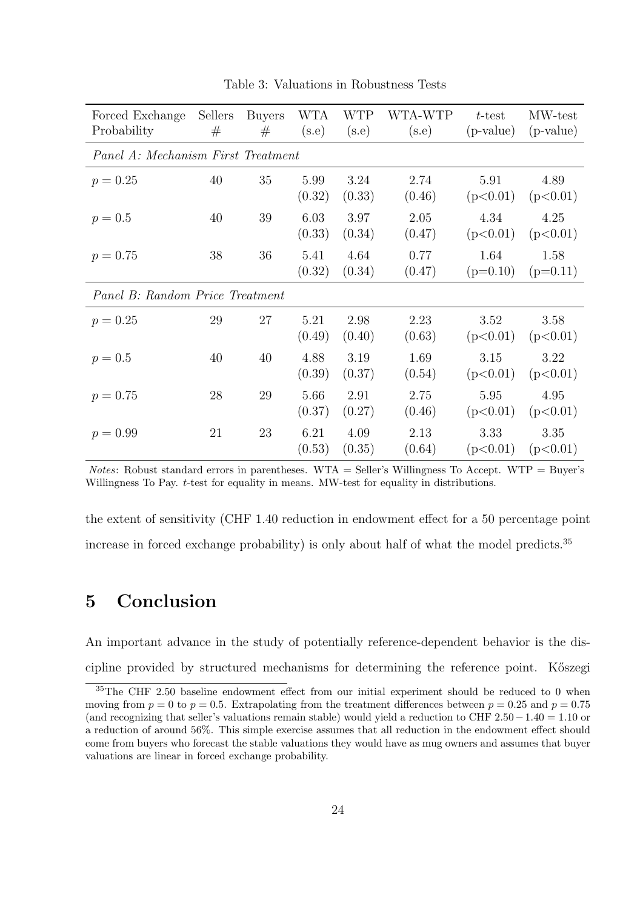Table 3: Valuations in Robustness Tests

| Forced Exchange Probability | Sellers # | Buyers # | WTA (s.e) | WTP (s.e) | WTA-WTP (s.e) | $t$-test (p-value) | MW-test (p-value) |
|---|---|---|---|---|---|---|---|
| *Panel A: Mechanism First Treatment* | | | | | | | |
| $p = 0.25$ | 40 | 35 | 5.99 (0.32) | 3.24 (0.33) | 2.74 (0.46) | 5.91 (p<0.01) | 4.89 (p<0.01) |
| $p = 0.5$ | 40 | 39 | 6.03 (0.33) | 3.97 (0.34) | 2.05 (0.47) | 4.34 (p<0.01) | 4.25 (p<0.01) |
| $p = 0.75$ | 38 | 36 | 5.41 (0.32) | 4.64 (0.34) | 0.77 (0.47) | 1.64 (p=0.10) | 1.58 (p=0.11) |
| *Panel B: Random Price Treatment* | | | | | | | |
| $p = 0.25$ | 29 | 27 | 5.21 (0.49) | 2.98 (0.40) | 2.23 (0.63) | 3.52 (p<0.01) | 3.58 (p<0.01) |
| $p = 0.5$ | 40 | 40 | 4.88 (0.39) | 3.19 (0.37) | 1.69 (0.54) | 3.15 (p<0.01) | 3.22 (p<0.01) |
| $p = 0.75$ | 28 | 29 | 5.66 (0.37) | 2.91 (0.27) | 2.75 (0.46) | 5.95 (p<0.01) | 4.95 (p<0.01) |
| $p = 0.99$ | 21 | 23 | 6.21 (0.53) | 4.09 (0.35) | 2.13 (0.64) | 3.33 (p<0.01) | 3.35 (p<0.01) |

*Notes*: Robust standard errors in parentheses. WTA = Seller's Willingness To Accept. WTP = Buyer's Willingness To Pay. $t$-test for equality in means. MW-test for equality in distributions.

the extent of sensitivity (CHF 1.40 reduction in endowment effect for a 50 percentage point increase in forced exchange probability) is only about half of what the model predicts.[35]

## 5 Conclusion

An important advance in the study of potentially reference-dependent behavior is the discipline provided by structured mechanisms for determining the reference point. Kőszegi

[35] The CHF 2.50 baseline endowment effect from our initial experiment should be reduced to 0 when moving from $p = 0$ to $p = 0.5$. Extrapolating from the treatment differences between $p = 0.25$ and $p = 0.75$ (and recognizing that seller's valuations remain stable) would yield a reduction to CHF $2.50 - 1.40 = 1.10$ or a reduction of around 56%. This simple exercise assumes that all reduction in the endowment effect should come from buyers who forecast the stable valuations they would have as mug owners and assumes that buyer valuations are linear in forced exchange probability.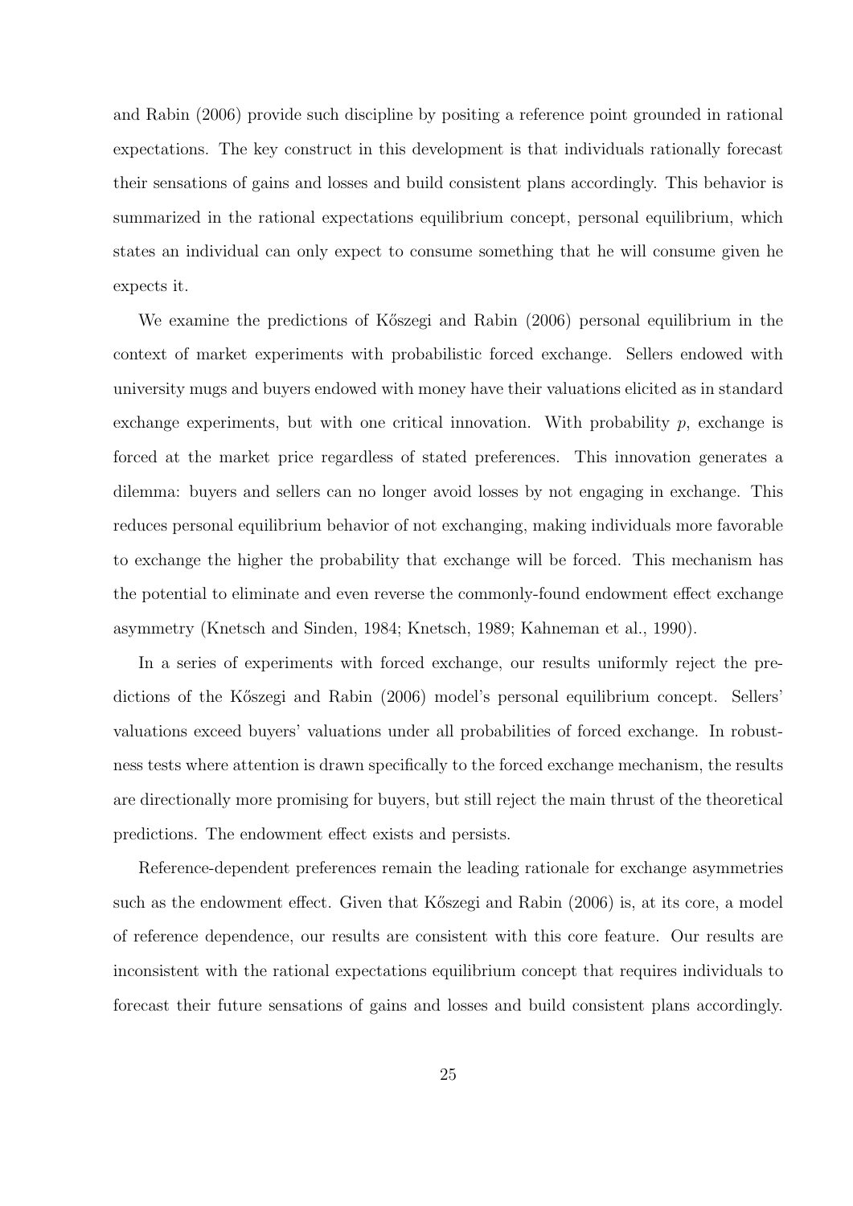and Rabin (2006) provide such discipline by positing a reference point grounded in rational expectations. The key construct in this development is that individuals rationally forecast their sensations of gains and losses and build consistent plans accordingly. This behavior is summarized in the rational expectations equilibrium concept, personal equilibrium, which states an individual can only expect to consume something that he will consume given he expects it.

We examine the predictions of Kőszegi and Rabin (2006) personal equilibrium in the context of market experiments with probabilistic forced exchange. Sellers endowed with university mugs and buyers endowed with money have their valuations elicited as in standard exchange experiments, but with one critical innovation. With probability $p$, exchange is forced at the market price regardless of stated preferences. This innovation generates a dilemma: buyers and sellers can no longer avoid losses by not engaging in exchange. This reduces personal equilibrium behavior of not exchanging, making individuals more favorable to exchange the higher the probability that exchange will be forced. This mechanism has the potential to eliminate and even reverse the commonly-found endowment effect exchange asymmetry (Knetsch and Sinden, 1984; Knetsch, 1989; Kahneman et al., 1990).

In a series of experiments with forced exchange, our results uniformly reject the predictions of the Kőszegi and Rabin (2006) model's personal equilibrium concept. Sellers' valuations exceed buyers' valuations under all probabilities of forced exchange. In robustness tests where attention is drawn specifically to the forced exchange mechanism, the results are directionally more promising for buyers, but still reject the main thrust of the theoretical predictions. The endowment effect exists and persists.

Reference-dependent preferences remain the leading rationale for exchange asymmetries such as the endowment effect. Given that Kőszegi and Rabin (2006) is, at its core, a model of reference dependence, our results are consistent with this core feature. Our results are inconsistent with the rational expectations equilibrium concept that requires individuals to forecast their future sensations of gains and losses and build consistent plans accordingly.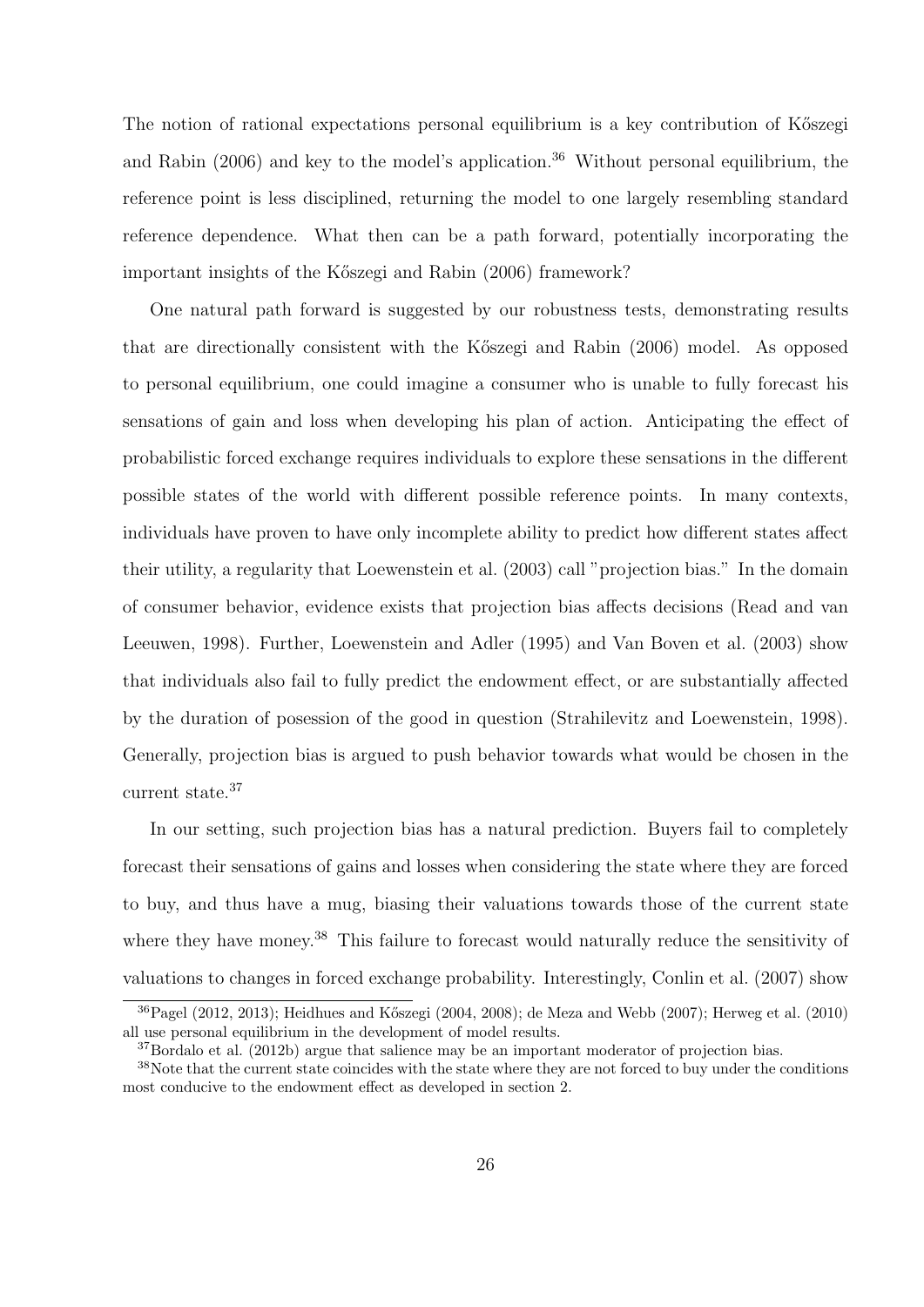The notion of rational expectations personal equilibrium is a key contribution of Kőszegi and Rabin (2006) and key to the model's application.[36] Without personal equilibrium, the reference point is less disciplined, returning the model to one largely resembling standard reference dependence. What then can be a path forward, potentially incorporating the important insights of the Kőszegi and Rabin (2006) framework?

One natural path forward is suggested by our robustness tests, demonstrating results that are directionally consistent with the Kőszegi and Rabin (2006) model. As opposed to personal equilibrium, one could imagine a consumer who is unable to fully forecast his sensations of gain and loss when developing his plan of action. Anticipating the effect of probabilistic forced exchange requires individuals to explore these sensations in the different possible states of the world with different possible reference points. In many contexts, individuals have proven to have only incomplete ability to predict how different states affect their utility, a regularity that Loewenstein et al. (2003) call "projection bias." In the domain of consumer behavior, evidence exists that projection bias affects decisions (Read and van Leeuwen, 1998). Further, Loewenstein and Adler (1995) and Van Boven et al. (2003) show that individuals also fail to fully predict the endowment effect, or are substantially affected by the duration of posession of the good in question (Strahilevitz and Loewenstein, 1998). Generally, projection bias is argued to push behavior towards what would be chosen in the current state.[37]

In our setting, such projection bias has a natural prediction. Buyers fail to completely forecast their sensations of gains and losses when considering the state where they are forced to buy, and thus have a mug, biasing their valuations towards those of the current state where they have money.[38] This failure to forecast would naturally reduce the sensitivity of valuations to changes in forced exchange probability. Interestingly, Conlin et al. (2007) show

[36] Pagel (2012, 2013); Heidhues and Kőszegi (2004, 2008); de Meza and Webb (2007); Herweg et al. (2010) all use personal equilibrium in the development of model results.

[37] Bordalo et al. (2012b) argue that salience may be an important moderator of projection bias.

[38] Note that the current state coincides with the state where they are not forced to buy under the conditions most conducive to the endowment effect as developed in section 2.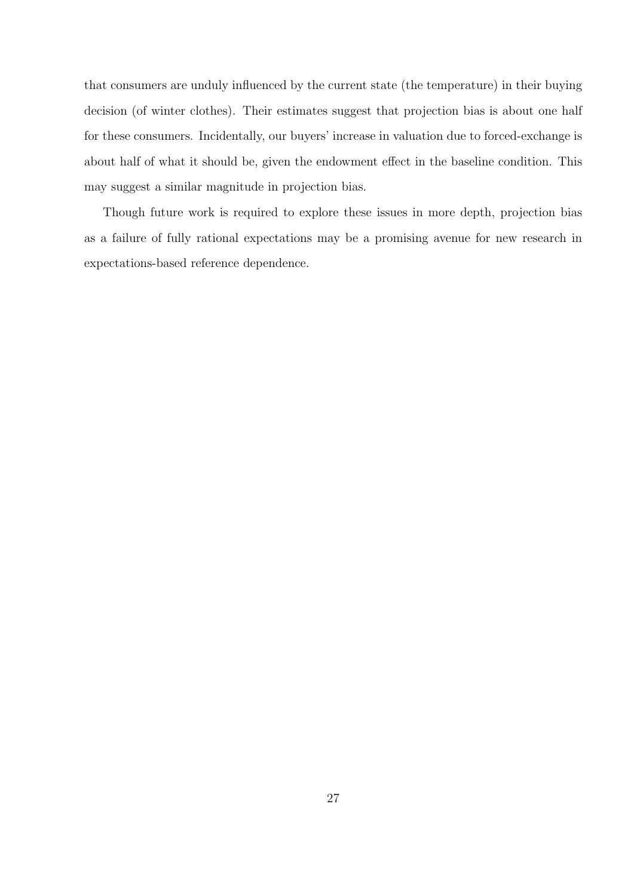that consumers are unduly influenced by the current state (the temperature) in their buying decision (of winter clothes). Their estimates suggest that projection bias is about one half for these consumers. Incidentally, our buyers' increase in valuation due to forced-exchange is about half of what it should be, given the endowment effect in the baseline condition. This may suggest a similar magnitude in projection bias.

Though future work is required to explore these issues in more depth, projection bias as a failure of fully rational expectations may be a promising avenue for new research in expectations-based reference dependence.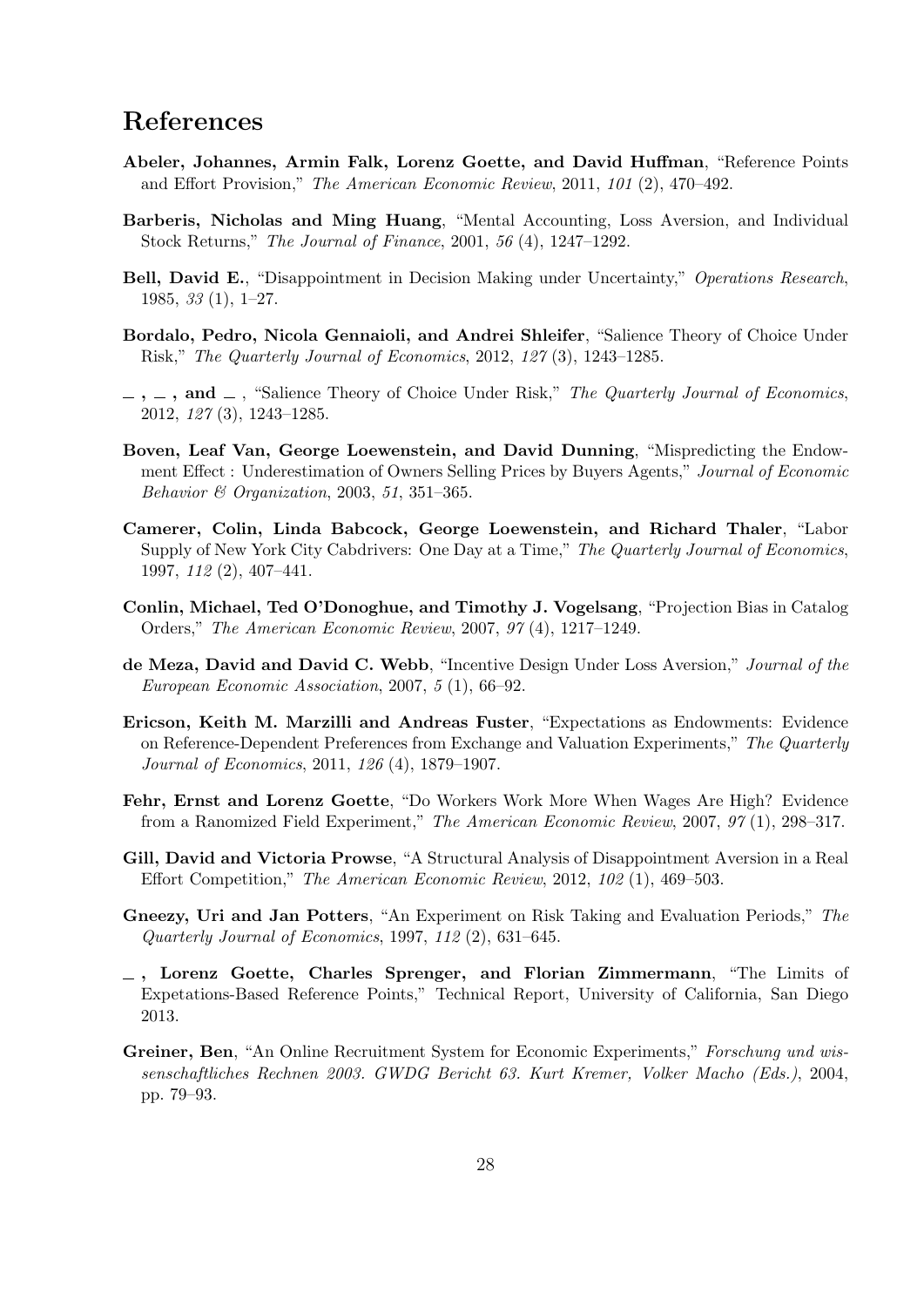# References

**Abeler, Johannes, Armin Falk, Lorenz Goette, and David Huffman**, "Reference Points and Effort Provision," *The American Economic Review*, 2011, *101* (2), 470–492.

**Barberis, Nicholas and Ming Huang**, "Mental Accounting, Loss Aversion, and Individual Stock Returns," *The Journal of Finance*, 2001, *56* (4), 1247–1292.

**Bell, David E.**, "Disappointment in Decision Making under Uncertainty," *Operations Research*, 1985, *33* (1), 1–27.

**Bordalo, Pedro, Nicola Gennaioli, and Andrei Shleifer**, "Salience Theory of Choice Under Risk," *The Quarterly Journal of Economics*, 2012, *127* (3), 1243–1285.

**\_, \_, and \_**, "Salience Theory of Choice Under Risk," *The Quarterly Journal of Economics*, 2012, *127* (3), 1243–1285.

**Boven, Leaf Van, George Loewenstein, and David Dunning**, "Mispredicting the Endowment Effect : Underestimation of Owners Selling Prices by Buyers Agents," *Journal of Economic Behavior & Organization*, 2003, *51*, 351–365.

**Camerer, Colin, Linda Babcock, George Loewenstein, and Richard Thaler**, "Labor Supply of New York City Cabdrivers: One Day at a Time," *The Quarterly Journal of Economics*, 1997, *112* (2), 407–441.

**Conlin, Michael, Ted O'Donoghue, and Timothy J. Vogelsang**, "Projection Bias in Catalog Orders," *The American Economic Review*, 2007, *97* (4), 1217–1249.

**de Meza, David and David C. Webb**, "Incentive Design Under Loss Aversion," *Journal of the European Economic Association*, 2007, *5* (1), 66–92.

**Ericson, Keith M. Marzilli and Andreas Fuster**, "Expectations as Endowments: Evidence on Reference-Dependent Preferences from Exchange and Valuation Experiments," *The Quarterly Journal of Economics*, 2011, *126* (4), 1879–1907.

**Fehr, Ernst and Lorenz Goette**, "Do Workers Work More When Wages Are High? Evidence from a Ranomized Field Experiment," *The American Economic Review*, 2007, *97* (1), 298–317.

**Gill, David and Victoria Prowse**, "A Structural Analysis of Disappointment Aversion in a Real Effort Competition," *The American Economic Review*, 2012, *102* (1), 469–503.

**Gneezy, Uri and Jan Potters**, "An Experiment on Risk Taking and Evaluation Periods," *The Quarterly Journal of Economics*, 1997, *112* (2), 631–645.

**\_, Lorenz Goette, Charles Sprenger, and Florian Zimmermann**, "The Limits of Expetations-Based Reference Points," Technical Report, University of California, San Diego 2013.

**Greiner, Ben**, "An Online Recruitment System for Economic Experiments," *Forschung und wissenschaftliches Rechnen 2003. GWDG Bericht 63. Kurt Kremer, Volker Macho (Eds.)*, 2004, pp. 79–93.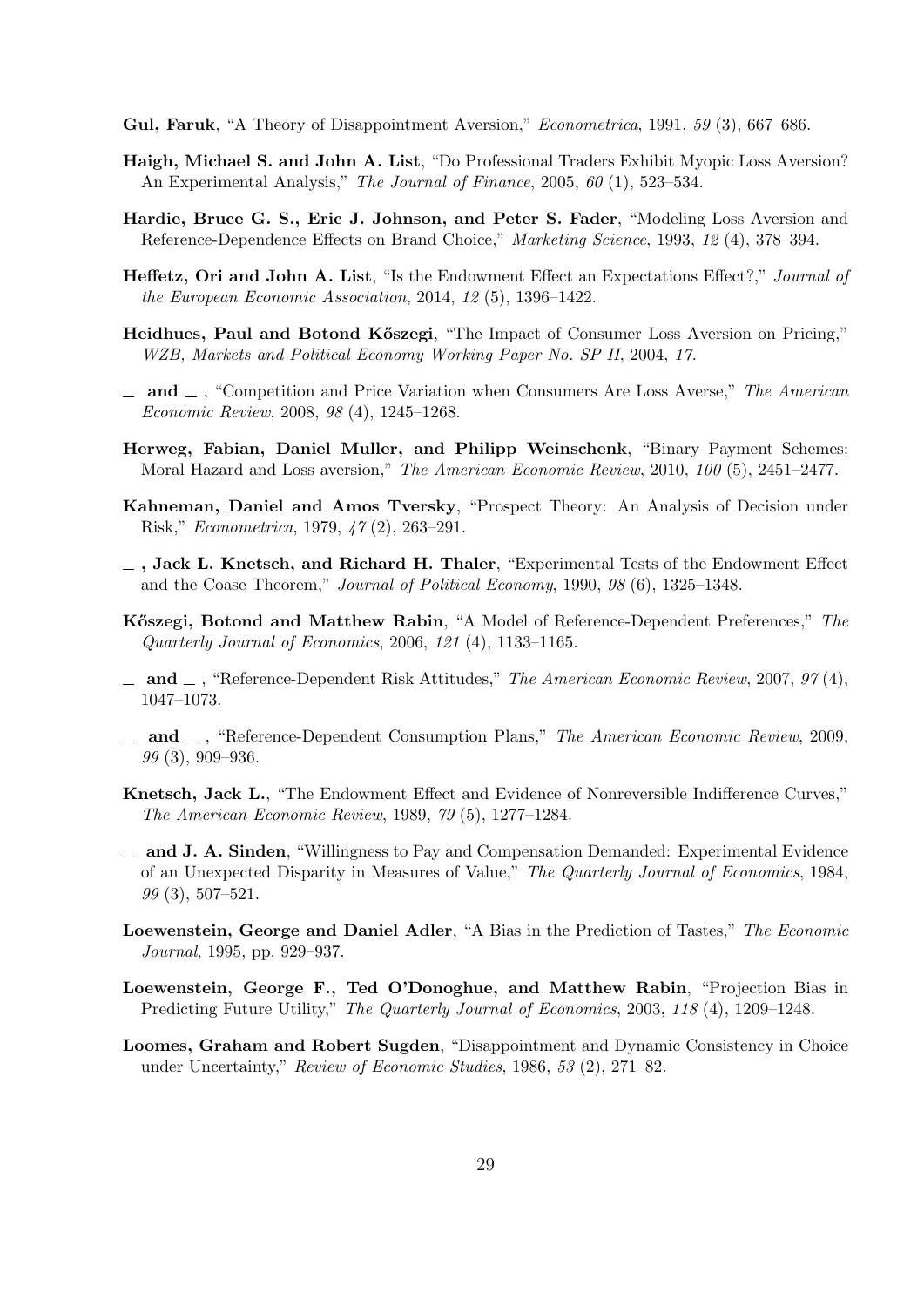**Gul, Faruk**, "A Theory of Disappointment Aversion," *Econometrica*, 1991, *59* (3), 667–686.

**Haigh, Michael S. and John A. List**, "Do Professional Traders Exhibit Myopic Loss Aversion? An Experimental Analysis," *The Journal of Finance*, 2005, *60* (1), 523–534.

**Hardie, Bruce G. S., Eric J. Johnson, and Peter S. Fader**, "Modeling Loss Aversion and Reference-Dependence Effects on Brand Choice," *Marketing Science*, 1993, *12* (4), 378–394.

**Heffetz, Ori and John A. List**, "Is the Endowment Effect an Expectations Effect?," *Journal of the European Economic Association*, 2014, *12* (5), 1396–1422.

**Heidhues, Paul and Botond Kőszegi**, "The Impact of Consumer Loss Aversion on Pricing," *WZB, Markets and Political Economy Working Paper No. SP II*, 2004, *17.*

**_ and _** , "Competition and Price Variation when Consumers Are Loss Averse," *The American Economic Review*, 2008, *98* (4), 1245–1268.

**Herweg, Fabian, Daniel Muller, and Philipp Weinschenk**, "Binary Payment Schemes: Moral Hazard and Loss aversion," *The American Economic Review*, 2010, *100* (5), 2451–2477.

**Kahneman, Daniel and Amos Tversky**, "Prospect Theory: An Analysis of Decision under Risk," *Econometrica*, 1979, *47* (2), 263–291.

**_ , Jack L. Knetsch, and Richard H. Thaler**, "Experimental Tests of the Endowment Effect and the Coase Theorem," *Journal of Political Economy*, 1990, *98* (6), 1325–1348.

**Kőszegi, Botond and Matthew Rabin**, "A Model of Reference-Dependent Preferences," *The Quarterly Journal of Economics*, 2006, *121* (4), 1133–1165.

**_ and _** , "Reference-Dependent Risk Attitudes," *The American Economic Review*, 2007, *97* (4), 1047–1073.

**_ and _** , "Reference-Dependent Consumption Plans," *The American Economic Review*, 2009, *99* (3), 909–936.

**Knetsch, Jack L.**, "The Endowment Effect and Evidence of Nonreversible Indifference Curves," *The American Economic Review*, 1989, *79* (5), 1277–1284.

**_ and J. A. Sinden**, "Willingness to Pay and Compensation Demanded: Experimental Evidence of an Unexpected Disparity in Measures of Value," *The Quarterly Journal of Economics*, 1984, *99* (3), 507–521.

**Loewenstein, George and Daniel Adler**, "A Bias in the Prediction of Tastes," *The Economic Journal*, 1995, pp. 929–937.

**Loewenstein, George F., Ted O'Donoghue, and Matthew Rabin**, "Projection Bias in Predicting Future Utility," *The Quarterly Journal of Economics*, 2003, *118* (4), 1209–1248.

**Loomes, Graham and Robert Sugden**, "Disappointment and Dynamic Consistency in Choice under Uncertainty," *Review of Economic Studies*, 1986, *53* (2), 271–82.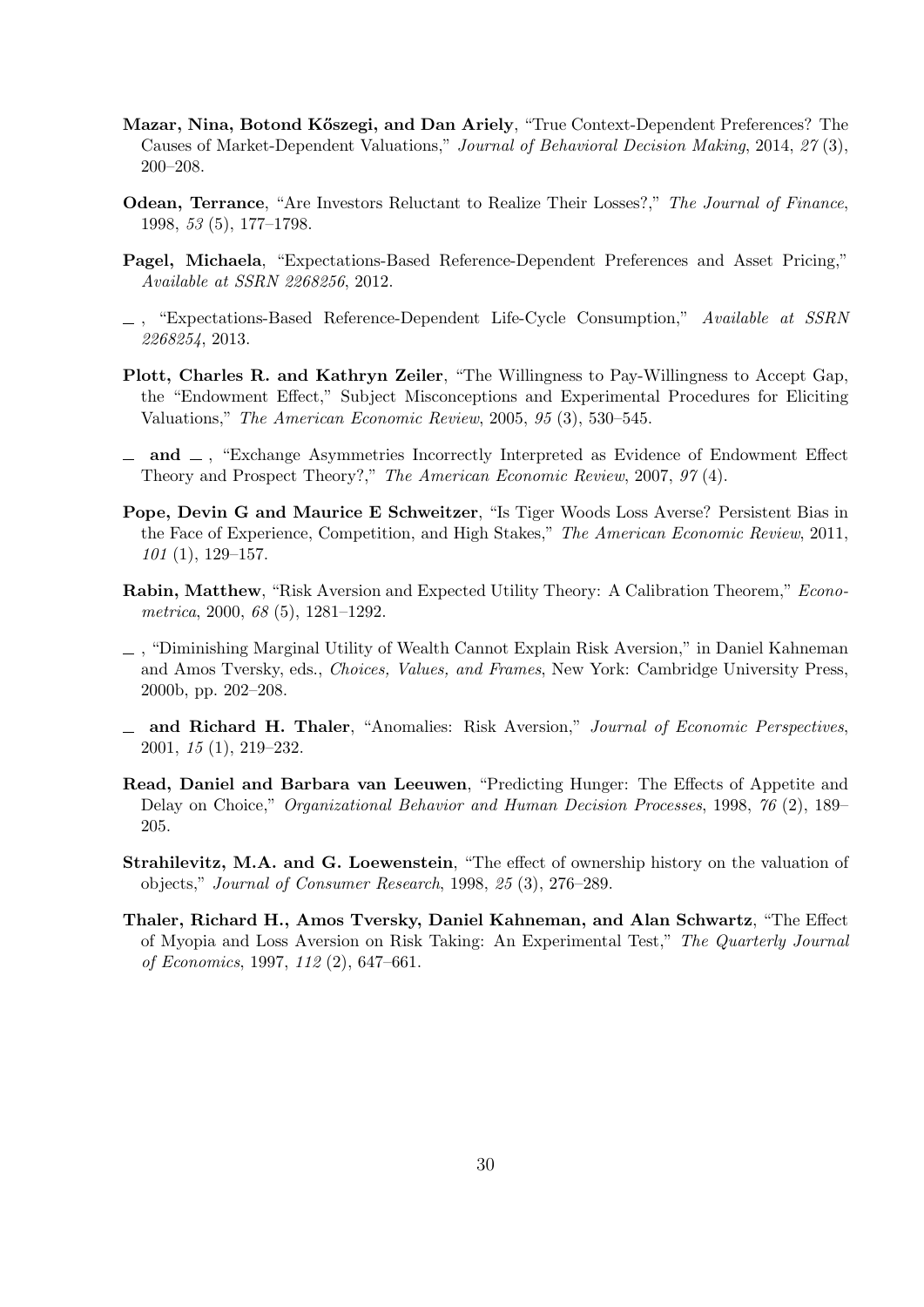**Mazar, Nina, Botond Kőszegi, and Dan Ariely**, "True Context-Dependent Preferences? The Causes of Market-Dependent Valuations," *Journal of Behavioral Decision Making*, 2014, *27* (3), 200–208.

**Odean, Terrance**, "Are Investors Reluctant to Realize Their Losses?," *The Journal of Finance*, 1998, *53* (5), 177–1798.

**Pagel, Michaela**, "Expectations-Based Reference-Dependent Preferences and Asset Pricing," *Available at SSRN 2268256*, 2012.

_ , "Expectations-Based Reference-Dependent Life-Cycle Consumption," *Available at SSRN 2268254*, 2013.

**Plott, Charles R. and Kathryn Zeiler**, "The Willingness to Pay-Willingness to Accept Gap, the "Endowment Effect," Subject Misconceptions and Experimental Procedures for Eliciting Valuations," *The American Economic Review*, 2005, *95* (3), 530–545.

_ **and** _ , "Exchange Asymmetries Incorrectly Interpreted as Evidence of Endowment Effect Theory and Prospect Theory?," *The American Economic Review*, 2007, *97* (4).

**Pope, Devin G and Maurice E Schweitzer**, "Is Tiger Woods Loss Averse? Persistent Bias in the Face of Experience, Competition, and High Stakes," *The American Economic Review*, 2011, *101* (1), 129–157.

**Rabin, Matthew**, "Risk Aversion and Expected Utility Theory: A Calibration Theorem," *Econometrica*, 2000, *68* (5), 1281–1292.

_ , "Diminishing Marginal Utility of Wealth Cannot Explain Risk Aversion," in Daniel Kahneman and Amos Tversky, eds., *Choices, Values, and Frames*, New York: Cambridge University Press, 2000b, pp. 202–208.

_ **and Richard H. Thaler**, "Anomalies: Risk Aversion," *Journal of Economic Perspectives*, 2001, *15* (1), 219–232.

**Read, Daniel and Barbara van Leeuwen**, "Predicting Hunger: The Effects of Appetite and Delay on Choice," *Organizational Behavior and Human Decision Processes*, 1998, *76* (2), 189–205.

**Strahilevitz, M.A. and G. Loewenstein**, "The effect of ownership history on the valuation of objects," *Journal of Consumer Research*, 1998, *25* (3), 276–289.

**Thaler, Richard H., Amos Tversky, Daniel Kahneman, and Alan Schwartz**, "The Effect of Myopia and Loss Aversion on Risk Taking: An Experimental Test," *The Quarterly Journal of Economics*, 1997, *112* (2), 647–661.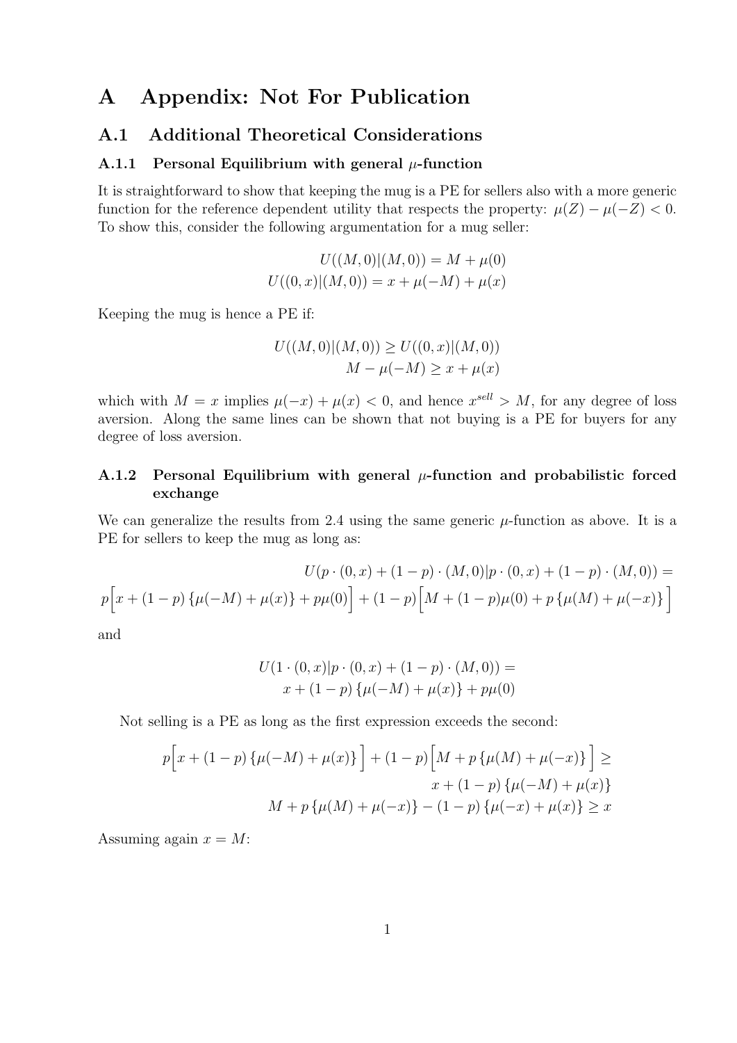# A Appendix: Not For Publication

## A.1 Additional Theoretical Considerations

### A.1.1 Personal Equilibrium with general $\mu$-function

It is straightforward to show that keeping the mug is a PE for sellers also with a more generic function for the reference dependent utility that respects the property: $\mu(Z) - \mu(-Z) < 0$. To show this, consider the following argumentation for a mug seller:

$$U((M,0)|(M,0)) = M + \mu(0)$$
$$U((0,x)|(M,0)) = x + \mu(-M) + \mu(x)$$

Keeping the mug is hence a PE if:

$$U((M,0)|(M,0)) \geq U((0,x)|(M,0))$$
$$M - \mu(-M) \geq x + \mu(x)$$

which with $M = x$ implies $\mu(-x) + \mu(x) < 0$, and hence $x^{sell} > M$, for any degree of loss aversion. Along the same lines can be shown that not buying is a PE for buyers for any degree of loss aversion.

### A.1.2 Personal Equilibrium with general $\mu$-function and probabilistic forced exchange

We can generalize the results from 2.4 using the same generic $\mu$-function as above. It is a PE for sellers to keep the mug as long as:

$$U(p \cdot (0,x) + (1-p) \cdot (M,0)|p \cdot (0,x) + (1-p) \cdot (M,0)) =$$
$$p\Big[x + (1-p)\left\{\mu(-M) + \mu(x)\right\} + p\mu(0)\Big] + (1-p)\Big[M + (1-p)\mu(0) + p\left\{\mu(M) + \mu(-x)\right\}\Big]$$

and

$$U(1 \cdot (0,x)|p \cdot (0,x) + (1-p) \cdot (M,0)) =$$
$$x + (1-p)\left\{\mu(-M) + \mu(x)\right\} + p\mu(0)$$

Not selling is a PE as long as the first expression exceeds the second:

$$p\Big[x + (1-p)\left\{\mu(-M) + \mu(x)\right\}\Big] + (1-p)\Big[M + p\left\{\mu(M) + \mu(-x)\right\}\Big] \geq$$
$$x + (1-p)\left\{\mu(-M) + \mu(x)\right\}$$
$$M + p\left\{\mu(M) + \mu(-x)\right\} - (1-p)\left\{\mu(-x) + \mu(x)\right\} \geq x$$

Assuming again $x = M$: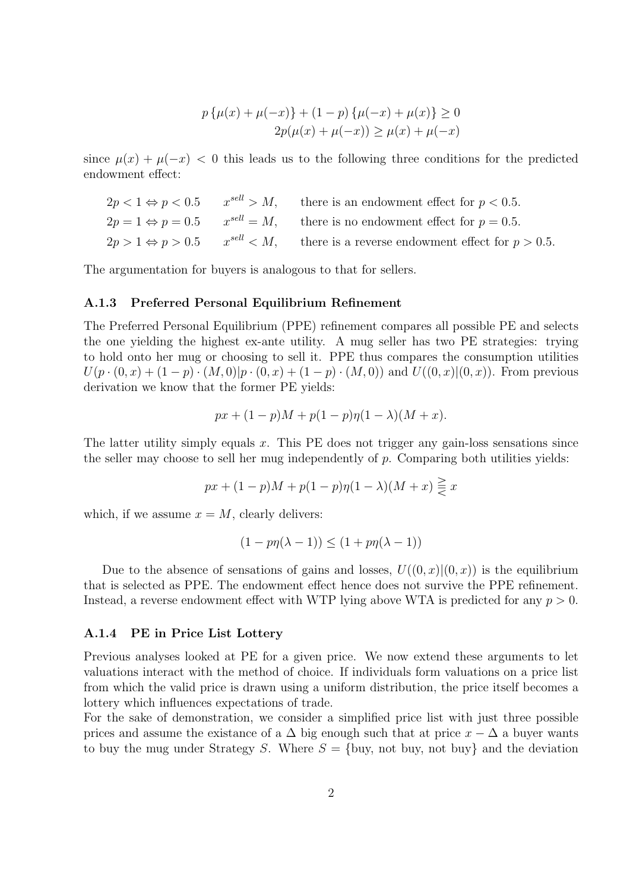$$p\{\mu(x) + \mu(-x)\} + (1-p)\{\mu(-x) + \mu(x)\} \geq 0$$
$$2p(\mu(x) + \mu(-x)) \geq \mu(x) + \mu(-x)$$

since $\mu(x) + \mu(-x) < 0$ this leads us to the following three conditions for the predicted endowment effect:

$2p < 1 \Leftrightarrow p < 0.5 \quad x^{sell} > M,$ there is an endowment effect for $p < 0.5$.
$2p = 1 \Leftrightarrow p = 0.5 \quad x^{sell} = M,$ there is no endowment effect for $p = 0.5$.
$2p > 1 \Leftrightarrow p > 0.5 \quad x^{sell} < M,$ there is a reverse endowment effect for $p > 0.5$.

The argumentation for buyers is analogous to that for sellers.

### A.1.3 Preferred Personal Equilibrium Refinement

The Preferred Personal Equilibrium (PPE) refinement compares all possible PE and selects the one yielding the highest ex-ante utility. A mug seller has two PE strategies: trying to hold onto her mug or choosing to sell it. PPE thus compares the consumption utilities $U(p \cdot (0,x) + (1-p) \cdot (M,0)|p \cdot (0,x) + (1-p) \cdot (M,0))$ and $U((0,x)|(0,x))$. From previous derivation we know that the former PE yields:

$$px + (1-p)M + p(1-p)\eta(1-\lambda)(M+x).$$

The latter utility simply equals $x$. This PE does not trigger any gain-loss sensations since the seller may choose to sell her mug independently of $p$. Comparing both utilities yields:

$$px + (1-p)M + p(1-p)\eta(1-\lambda)(M+x) \gtreqless x$$

which, if we assume $x = M$, clearly delivers:

$$(1 - p\eta(\lambda - 1)) \leq (1 + p\eta(\lambda - 1))$$

Due to the absence of sensations of gains and losses, $U((0,x)|(0,x))$ is the equilibrium that is selected as PPE. The endowment effect hence does not survive the PPE refinement. Instead, a reverse endowment effect with WTP lying above WTA is predicted for any $p > 0$.

### A.1.4 PE in Price List Lottery

Previous analyses looked at PE for a given price. We now extend these arguments to let valuations interact with the method of choice. If individuals form valuations on a price list from which the valid price is drawn using a uniform distribution, the price itself becomes a lottery which influences expectations of trade.

For the sake of demonstration, we consider a simplified price list with just three possible prices and assume the existance of a $\Delta$ big enough such that at price $x - \Delta$ a buyer wants to buy the mug under Strategy $S$. Where $S = \{\text{buy, not buy, not buy}\}$ and the deviation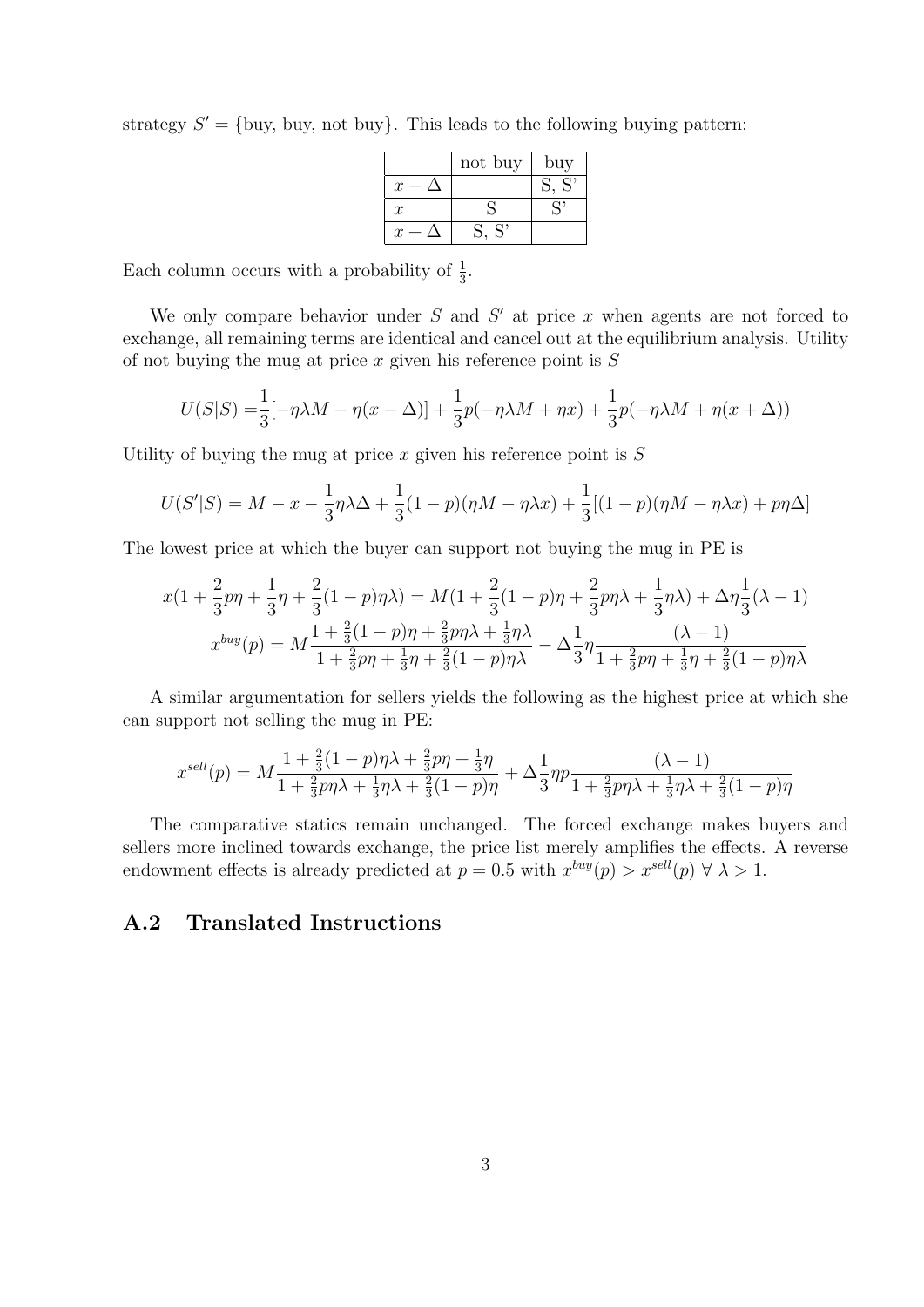strategy $S' = \{\text{buy, buy, not buy}\}$. This leads to the following buying pattern:

| | not buy | buy |
|---|---|---|
| $x - \Delta$ | | S, S' |
| $x$ | S | S' |
| $x + \Delta$ | S, S' | |

Each column occurs with a probability of $\frac{1}{3}$.

We only compare behavior under $S$ and $S'$ at price $x$ when agents are not forced to exchange, all remaining terms are identical and cancel out at the equilibrium analysis. Utility of not buying the mug at price $x$ given his reference point is $S$

$$U(S|S) = \frac{1}{3}[-\eta\lambda M + \eta(x - \Delta)] + \frac{1}{3}p(-\eta\lambda M + \eta x) + \frac{1}{3}p(-\eta\lambda M + \eta(x + \Delta))$$

Utility of buying the mug at price $x$ given his reference point is $S$

$$U(S'|S) = M - x - \frac{1}{3}\eta\lambda\Delta + \frac{1}{3}(1-p)(\eta M - \eta\lambda x) + \frac{1}{3}[(1-p)(\eta M - \eta\lambda x) + p\eta\Delta]$$

The lowest price at which the buyer can support not buying the mug in PE is

$$x(1 + \frac{2}{3}p\eta + \frac{1}{3}\eta + \frac{2}{3}(1-p)\eta\lambda) = M(1 + \frac{2}{3}(1-p)\eta + \frac{2}{3}p\eta\lambda + \frac{1}{3}\eta\lambda) + \Delta\eta\frac{1}{3}(\lambda - 1)$$

$$x^{buy}(p) = M\frac{1 + \frac{2}{3}(1-p)\eta + \frac{2}{3}p\eta\lambda + \frac{1}{3}\eta\lambda}{1 + \frac{2}{3}p\eta + \frac{1}{3}\eta + \frac{2}{3}(1-p)\eta\lambda} - \Delta\frac{1}{3}\eta\frac{(\lambda - 1)}{1 + \frac{2}{3}p\eta + \frac{1}{3}\eta + \frac{2}{3}(1-p)\eta\lambda}$$

A similar argumentation for sellers yields the following as the highest price at which she can support not selling the mug in PE:

$$x^{sell}(p) = M\frac{1 + \frac{2}{3}(1-p)\eta\lambda + \frac{2}{3}p\eta + \frac{1}{3}\eta}{1 + \frac{2}{3}p\eta\lambda + \frac{1}{3}\eta\lambda + \frac{2}{3}(1-p)\eta} + \Delta\frac{1}{3}\eta p\frac{(\lambda - 1)}{1 + \frac{2}{3}p\eta\lambda + \frac{1}{3}\eta\lambda + \frac{2}{3}(1-p)\eta}$$

The comparative statics remain unchanged. The forced exchange makes buyers and sellers more inclined towards exchange, the price list merely amplifies the effects. A reverse endowment effects is already predicted at $p = 0.5$ with $x^{buy}(p) > x^{sell}(p) \ \forall \ \lambda > 1$.

## A.2 Translated Instructions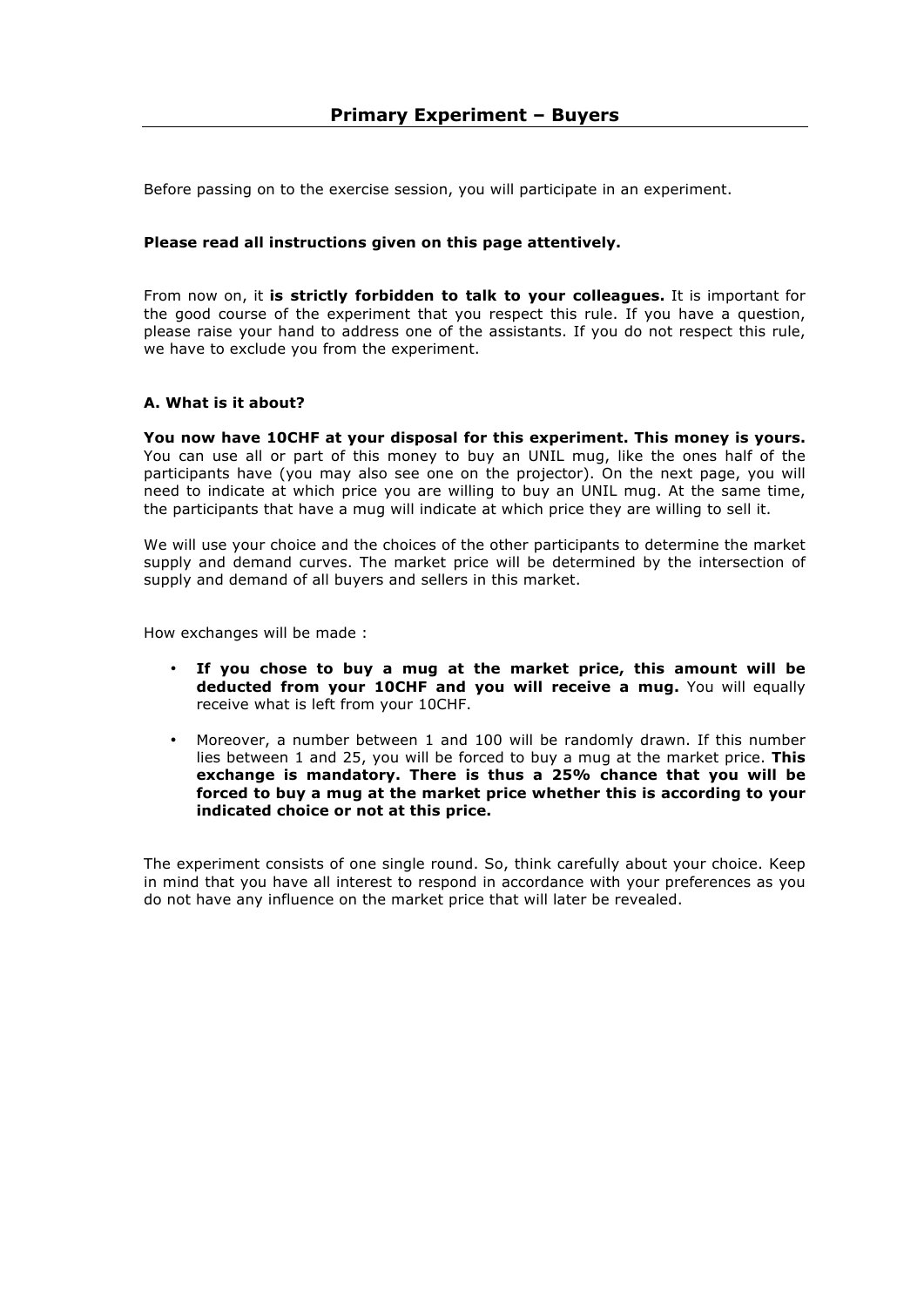# Primary Experiment – Buyers

Before passing on to the exercise session, you will participate in an experiment.

**Please read all instructions given on this page attentively.**

From now on, it **is strictly forbidden to talk to your colleagues.** It is important for the good course of the experiment that you respect this rule. If you have a question, please raise your hand to address one of the assistants. If you do not respect this rule, we have to exclude you from the experiment.

**A. What is it about?**

**You now have 10CHF at your disposal for this experiment. This money is yours.** You can use all or part of this money to buy an UNIL mug, like the ones half of the participants have (you may also see one on the projector). On the next page, you will need to indicate at which price you are willing to buy an UNIL mug. At the same time, the participants that have a mug will indicate at which price they are willing to sell it.

We will use your choice and the choices of the other participants to determine the market supply and demand curves. The market price will be determined by the intersection of supply and demand of all buyers and sellers in this market.

How exchanges will be made :

- **If you chose to buy a mug at the market price, this amount will be deducted from your 10CHF and you will receive a mug.** You will equally receive what is left from your 10CHF.
- Moreover, a number between 1 and 100 will be randomly drawn. If this number lies between 1 and 25, you will be forced to buy a mug at the market price. **This exchange is mandatory. There is thus a 25% chance that you will be forced to buy a mug at the market price whether this is according to your indicated choice or not at this price.**

The experiment consists of one single round. So, think carefully about your choice. Keep in mind that you have all interest to respond in accordance with your preferences as you do not have any influence on the market price that will later be revealed.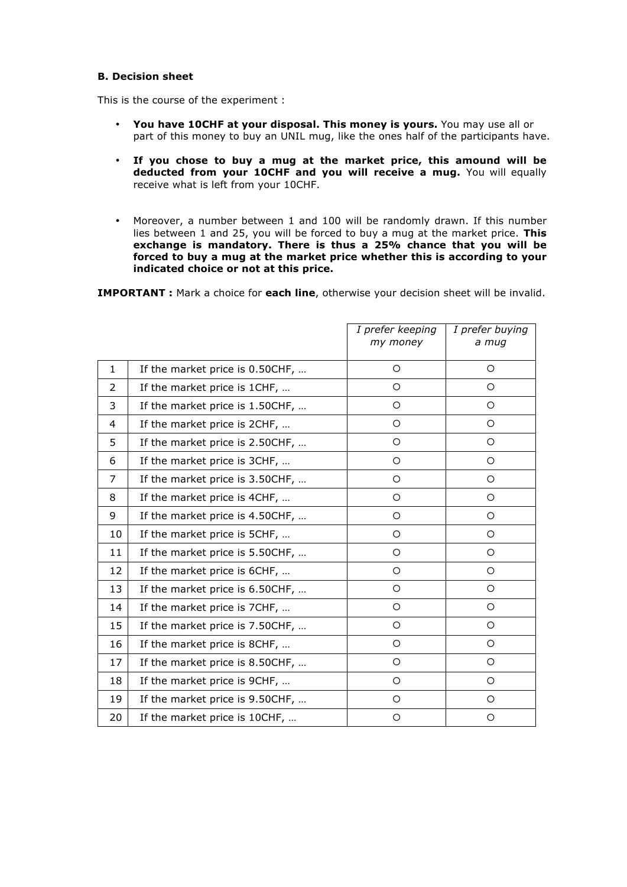**B. Decision sheet**

This is the course of the experiment :

- **You have 10CHF at your disposal. This money is yours.** You may use all or part of this money to buy an UNIL mug, like the ones half of the participants have.
- **If you chose to buy a mug at the market price, this amound will be deducted from your 10CHF and you will receive a mug.** You will equally receive what is left from your 10CHF.
- Moreover, a number between 1 and 100 will be randomly drawn. If this number lies between 1 and 25, you will be forced to buy a mug at the market price. **This exchange is mandatory. There is thus a 25% chance that you will be forced to buy a mug at the market price whether this is according to your indicated choice or not at this price.**

**IMPORTANT :** Mark a choice for **each line**, otherwise your decision sheet will be invalid.

| | | *I prefer keeping my money* | *I prefer buying a mug* |
|---|---|---|---|
| 1 | If the market price is 0.50CHF, … | ○ | ○ |
| 2 | If the market price is 1CHF, … | ○ | ○ |
| 3 | If the market price is 1.50CHF, … | ○ | ○ |
| 4 | If the market price is 2CHF, … | ○ | ○ |
| 5 | If the market price is 2.50CHF, … | ○ | ○ |
| 6 | If the market price is 3CHF, … | ○ | ○ |
| 7 | If the market price is 3.50CHF, … | ○ | ○ |
| 8 | If the market price is 4CHF, … | ○ | ○ |
| 9 | If the market price is 4.50CHF, … | ○ | ○ |
| 10 | If the market price is 5CHF, … | ○ | ○ |
| 11 | If the market price is 5.50CHF, … | ○ | ○ |
| 12 | If the market price is 6CHF, … | ○ | ○ |
| 13 | If the market price is 6.50CHF, … | ○ | ○ |
| 14 | If the market price is 7CHF, … | ○ | ○ |
| 15 | If the market price is 7.50CHF, … | ○ | ○ |
| 16 | If the market price is 8CHF, … | ○ | ○ |
| 17 | If the market price is 8.50CHF, … | ○ | ○ |
| 18 | If the market price is 9CHF, … | ○ | ○ |
| 19 | If the market price is 9.50CHF, … | ○ | ○ |
| 20 | If the market price is 10CHF, … | ○ | ○ |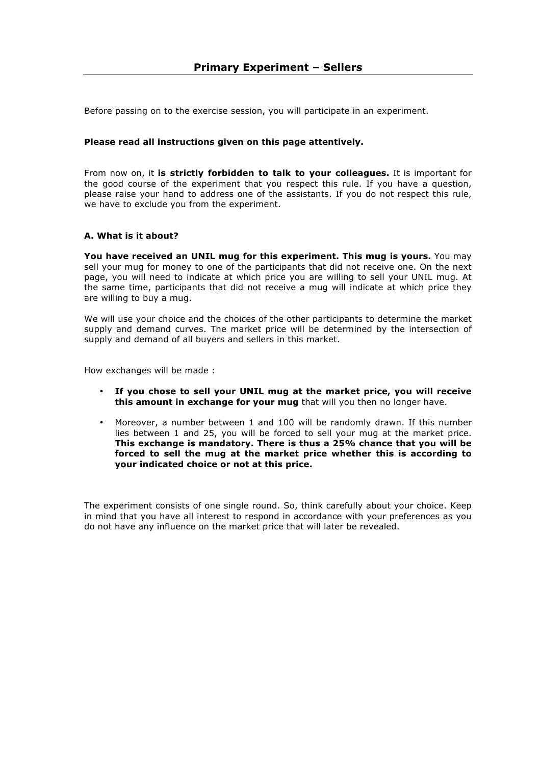## Primary Experiment – Sellers

Before passing on to the exercise session, you will participate in an experiment.

**Please read all instructions given on this page attentively.**

From now on, it **is strictly forbidden to talk to your colleagues.** It is important for the good course of the experiment that you respect this rule. If you have a question, please raise your hand to address one of the assistants. If you do not respect this rule, we have to exclude you from the experiment.

### A. What is it about?

**You have received an UNIL mug for this experiment. This mug is yours.** You may sell your mug for money to one of the participants that did not receive one. On the next page, you will need to indicate at which price you are willing to sell your UNIL mug. At the same time, participants that did not receive a mug will indicate at which price they are willing to buy a mug.

We will use your choice and the choices of the other participants to determine the market supply and demand curves. The market price will be determined by the intersection of supply and demand of all buyers and sellers in this market.

How exchanges will be made :

- **If you chose to sell your UNIL mug at the market price, you will receive this amount in exchange for your mug** that will you then no longer have.
- Moreover, a number between 1 and 100 will be randomly drawn. If this number lies between 1 and 25, you will be forced to sell your mug at the market price. **This exchange is mandatory. There is thus a 25% chance that you will be forced to sell the mug at the market price whether this is according to your indicated choice or not at this price.**

The experiment consists of one single round. So, think carefully about your choice. Keep in mind that you have all interest to respond in accordance with your preferences as you do not have any influence on the market price that will later be revealed.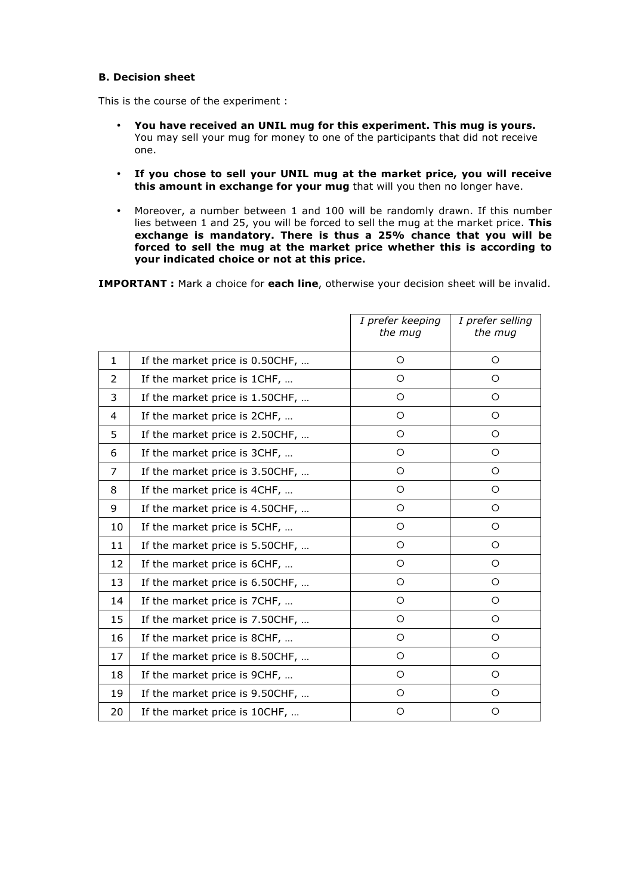**B. Decision sheet**

This is the course of the experiment :

- **You have received an UNIL mug for this experiment. This mug is yours.** You may sell your mug for money to one of the participants that did not receive one.
- **If you chose to sell your UNIL mug at the market price, you will receive this amount in exchange for your mug** that will you then no longer have.
- Moreover, a number between 1 and 100 will be randomly drawn. If this number lies between 1 and 25, you will be forced to sell the mug at the market price. **This exchange is mandatory. There is thus a 25% chance that you will be forced to sell the mug at the market price whether this is according to your indicated choice or not at this price.**

**IMPORTANT :** Mark a choice for **each line**, otherwise your decision sheet will be invalid.

| | | *I prefer keeping the mug* | *I prefer selling the mug* |
|---|---|---|---|
| 1 | If the market price is 0.50CHF, … | ○ | ○ |
| 2 | If the market price is 1CHF, … | ○ | ○ |
| 3 | If the market price is 1.50CHF, … | ○ | ○ |
| 4 | If the market price is 2CHF, … | ○ | ○ |
| 5 | If the market price is 2.50CHF, … | ○ | ○ |
| 6 | If the market price is 3CHF, … | ○ | ○ |
| 7 | If the market price is 3.50CHF, … | ○ | ○ |
| 8 | If the market price is 4CHF, … | ○ | ○ |
| 9 | If the market price is 4.50CHF, … | ○ | ○ |
| 10 | If the market price is 5CHF, … | ○ | ○ |
| 11 | If the market price is 5.50CHF, … | ○ | ○ |
| 12 | If the market price is 6CHF, … | ○ | ○ |
| 13 | If the market price is 6.50CHF, … | ○ | ○ |
| 14 | If the market price is 7CHF, … | ○ | ○ |
| 15 | If the market price is 7.50CHF, … | ○ | ○ |
| 16 | If the market price is 8CHF, … | ○ | ○ |
| 17 | If the market price is 8.50CHF, … | ○ | ○ |
| 18 | If the market price is 9CHF, … | ○ | ○ |
| 19 | If the market price is 9.50CHF, … | ○ | ○ |
| 20 | If the market price is 10CHF, … | ○ | ○ |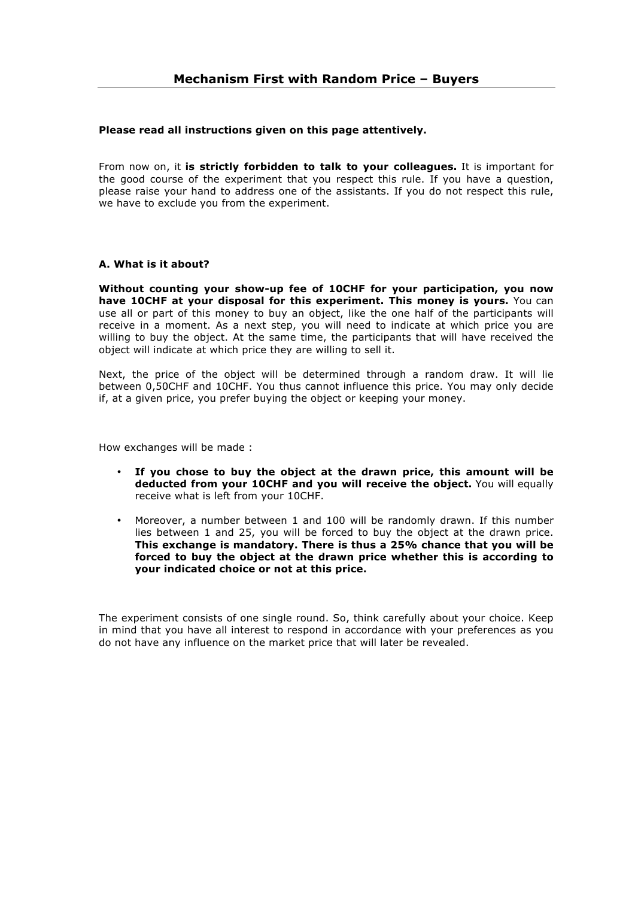## Mechanism First with Random Price – Buyers

**Please read all instructions given on this page attentively.**

From now on, it **is strictly forbidden to talk to your colleagues.** It is important for the good course of the experiment that you respect this rule. If you have a question, please raise your hand to address one of the assistants. If you do not respect this rule, we have to exclude you from the experiment.

**A. What is it about?**

**Without counting your show-up fee of 10CHF for your participation, you now have 10CHF at your disposal for this experiment. This money is yours.** You can use all or part of this money to buy an object, like the one half of the participants will receive in a moment. As a next step, you will need to indicate at which price you are willing to buy the object. At the same time, the participants that will have received the object will indicate at which price they are willing to sell it.

Next, the price of the object will be determined through a random draw. It will lie between 0,50CHF and 10CHF. You thus cannot influence this price. You may only decide if, at a given price, you prefer buying the object or keeping your money.

How exchanges will be made :

- **If you chose to buy the object at the drawn price, this amount will be deducted from your 10CHF and you will receive the object.** You will equally receive what is left from your 10CHF.
- Moreover, a number between 1 and 100 will be randomly drawn. If this number lies between 1 and 25, you will be forced to buy the object at the drawn price. **This exchange is mandatory. There is thus a 25% chance that you will be forced to buy the object at the drawn price whether this is according to your indicated choice or not at this price.**

The experiment consists of one single round. So, think carefully about your choice. Keep in mind that you have all interest to respond in accordance with your preferences as you do not have any influence on the market price that will later be revealed.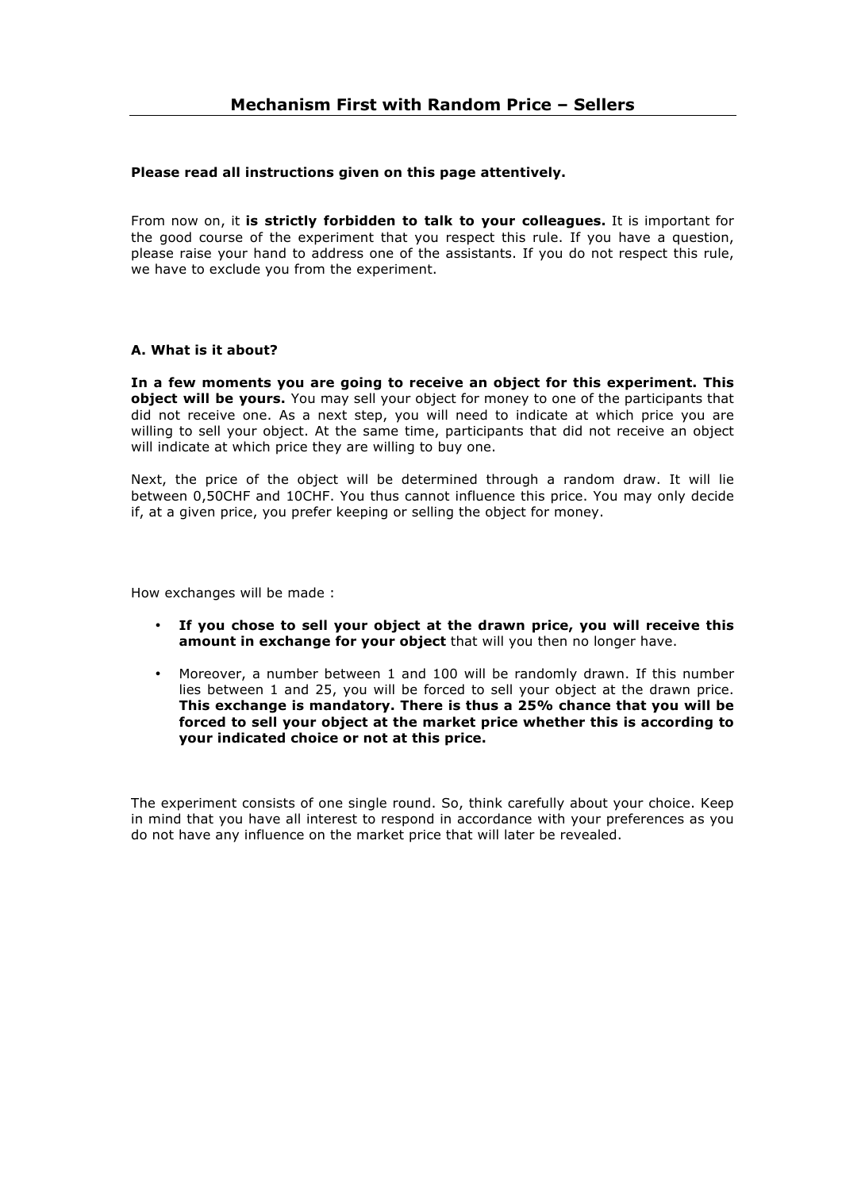## Mechanism First with Random Price – Sellers

**Please read all instructions given on this page attentively.**

From now on, it **is strictly forbidden to talk to your colleagues.** It is important for the good course of the experiment that you respect this rule. If you have a question, please raise your hand to address one of the assistants. If you do not respect this rule, we have to exclude you from the experiment.

**A. What is it about?**

**In a few moments you are going to receive an object for this experiment. This object will be yours.** You may sell your object for money to one of the participants that did not receive one. As a next step, you will need to indicate at which price you are willing to sell your object. At the same time, participants that did not receive an object will indicate at which price they are willing to buy one.

Next, the price of the object will be determined through a random draw. It will lie between 0,50CHF and 10CHF. You thus cannot influence this price. You may only decide if, at a given price, you prefer keeping or selling the object for money.

How exchanges will be made :

- **If you chose to sell your object at the drawn price, you will receive this amount in exchange for your object** that will you then no longer have.
- Moreover, a number between 1 and 100 will be randomly drawn. If this number lies between 1 and 25, you will be forced to sell your object at the drawn price. **This exchange is mandatory. There is thus a 25% chance that you will be forced to sell your object at the market price whether this is according to your indicated choice or not at this price.**

The experiment consists of one single round. So, think carefully about your choice. Keep in mind that you have all interest to respond in accordance with your preferences as you do not have any influence on the market price that will later be revealed.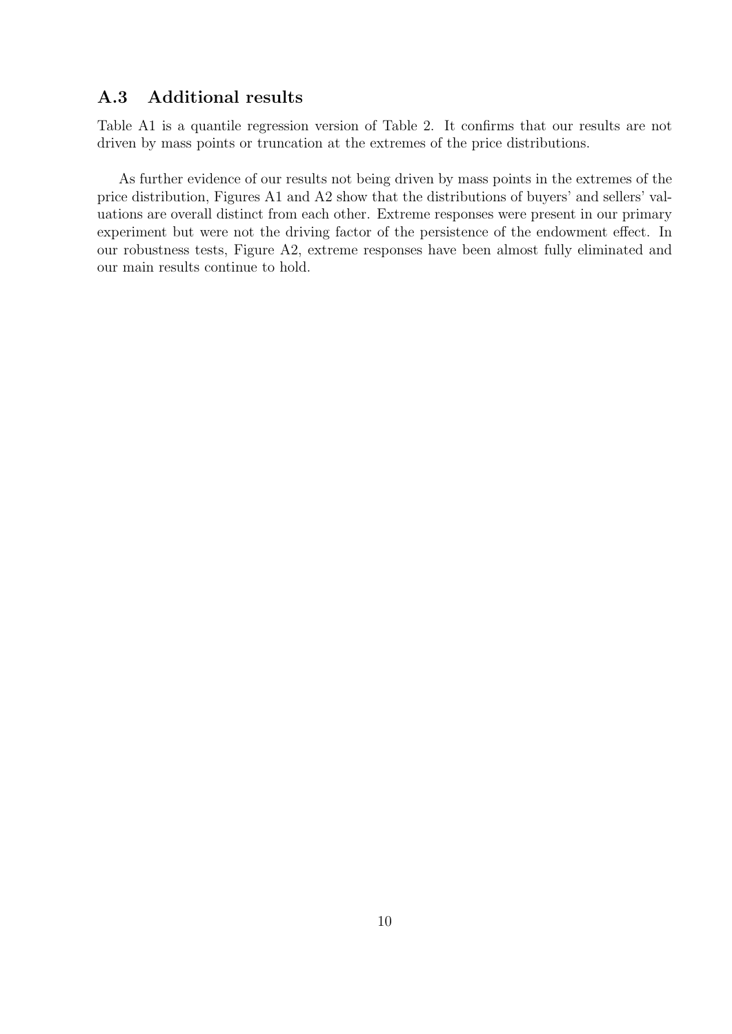### A.3 Additional results

Table A1 is a quantile regression version of Table 2. It confirms that our results are not driven by mass points or truncation at the extremes of the price distributions.

As further evidence of our results not being driven by mass points in the extremes of the price distribution, Figures A1 and A2 show that the distributions of buyers' and sellers' valuations are overall distinct from each other. Extreme responses were present in our primary experiment but were not the driving factor of the persistence of the endowment effect. In our robustness tests, Figure A2, extreme responses have been almost fully eliminated and our main results continue to hold.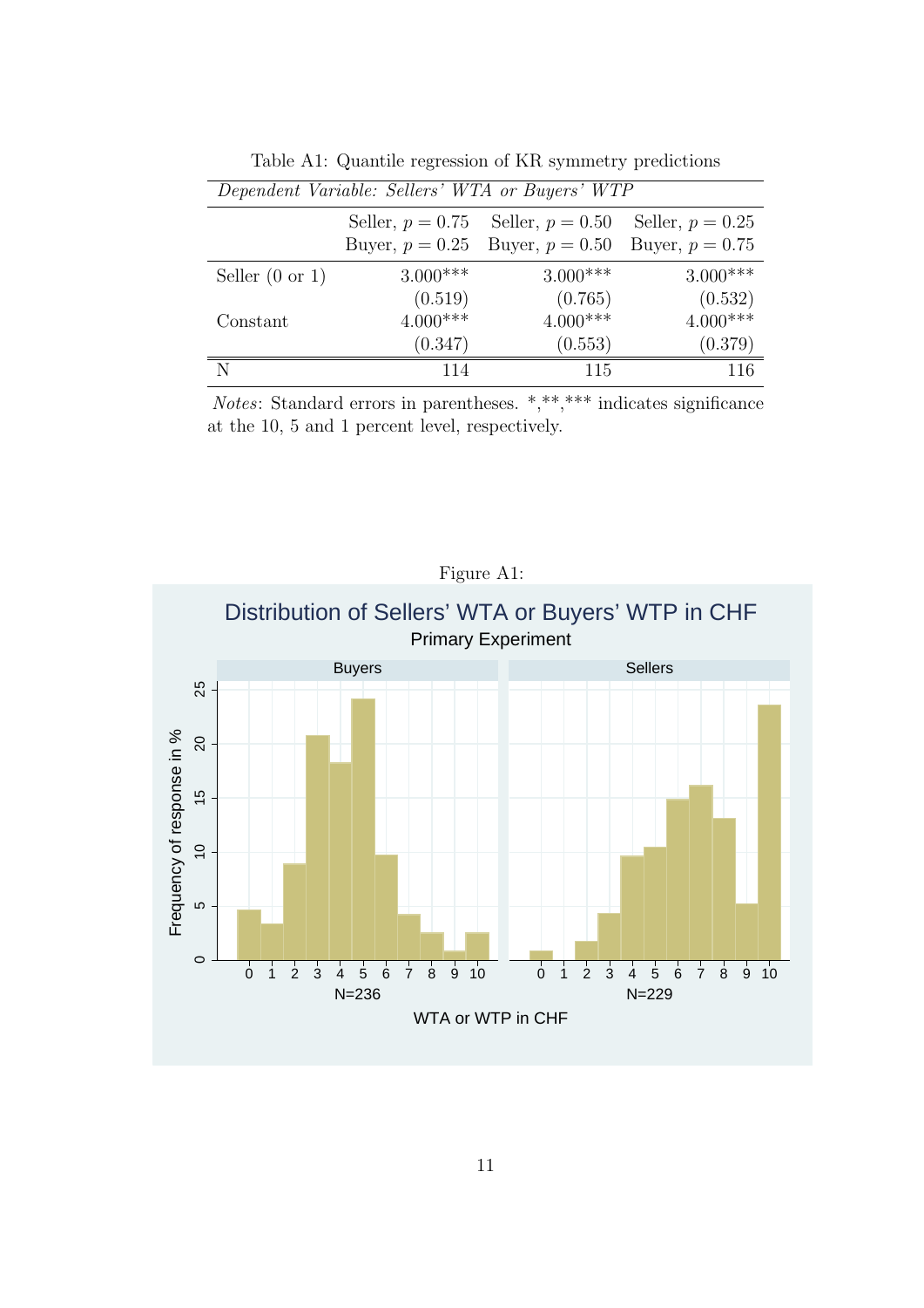Table A1: Quantile regression of KR symmetry predictions

| *Dependent Variable: Sellers' WTA or Buyers' WTP* | | | |
|---|---|---|---|
| | Seller, $p = 0.75$ Buyer, $p = 0.25$ | Seller, $p = 0.50$ Buyer, $p = 0.50$ | Seller, $p = 0.25$ Buyer, $p = 0.75$ |
| Seller (0 or 1) | 3.000*** | 3.000*** | 3.000*** |
| | (0.519) | (0.765) | (0.532) |
| Constant | 4.000*** | 4.000*** | 4.000*** |
| | (0.347) | (0.553) | (0.379) |
| N | 114 | 115 | 116 |

*Notes*: Standard errors in parentheses. *,**,*** indicates significance at the 10, 5 and 1 percent level, respectively.

Figure A1: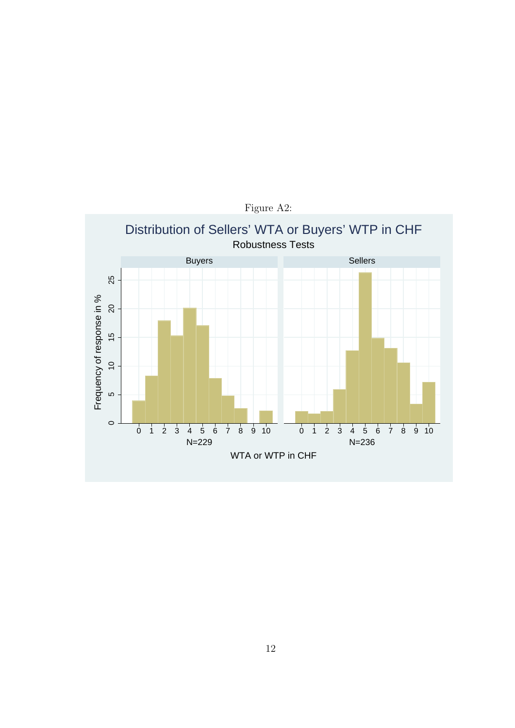Figure A2:

Distribution of Sellers' WTA or Buyers' WTP in CHF

Robustness Tests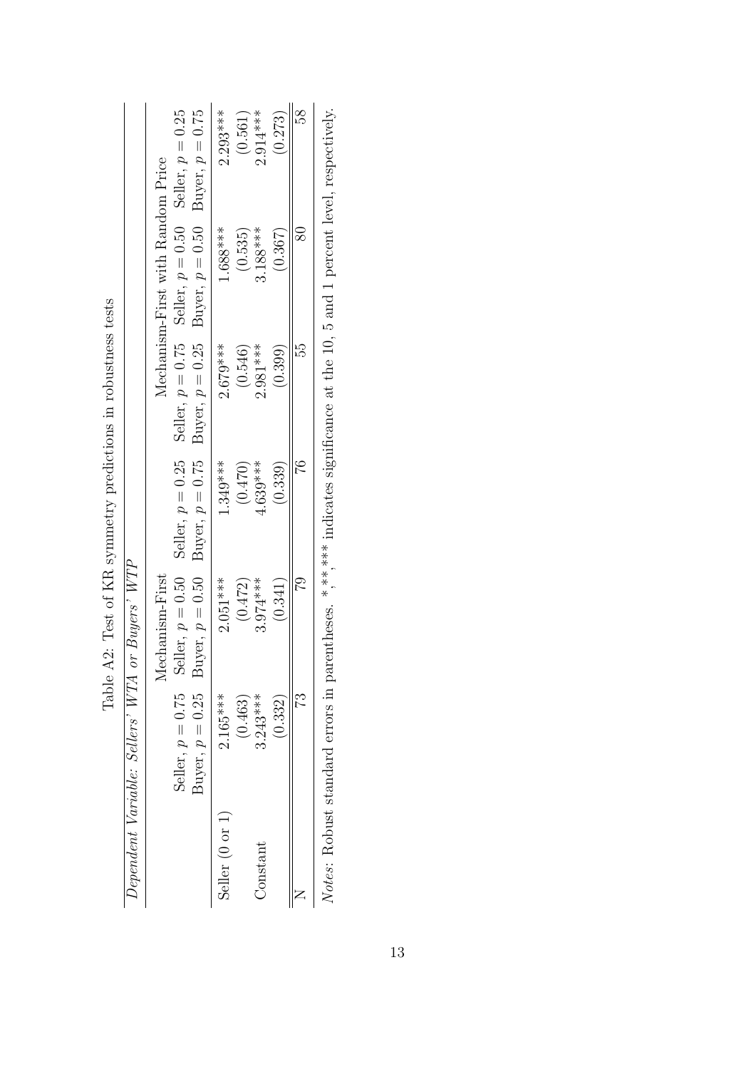Table A2: Test of KR symmetry predictions in robustness tests

*Dependent Variable: Sellers' WTA or Buyers' WTP*

| | Mechanism-First | | | Mechanism-First with Random Price | | |
|---|---|---|---|---|---|---|
| | Seller, $p = 0.75$ Buyer, $p = 0.25$ | Seller, $p = 0.50$ Buyer, $p = 0.50$ | Seller, $p = 0.25$ Buyer, $p = 0.75$ | Seller, $p = 0.75$ Buyer, $p = 0.25$ | Seller, $p = 0.50$ Buyer, $p = 0.50$ | Seller, $p = 0.25$ Buyer, $p = 0.75$ |
| Seller (0 or 1) | 2.165*** | 2.051*** | 1.349*** | 2.679*** | 1.688*** | 2.293*** |
| | (0.463) | (0.472) | (0.470) | (0.546) | (0.535) | (0.561) |
| Constant | 3.243*** | 3.974*** | 4.639*** | 2.981*** | 3.188*** | 2.914*** |
| | (0.332) | (0.341) | (0.339) | (0.399) | (0.367) | (0.273) |
| N | 73 | 79 | 76 | 55 | 80 | 58 |

*Notes*: Robust standard errors in parentheses. *, **, *** indicates significance at the 10, 5 and 1 percent level, respectively.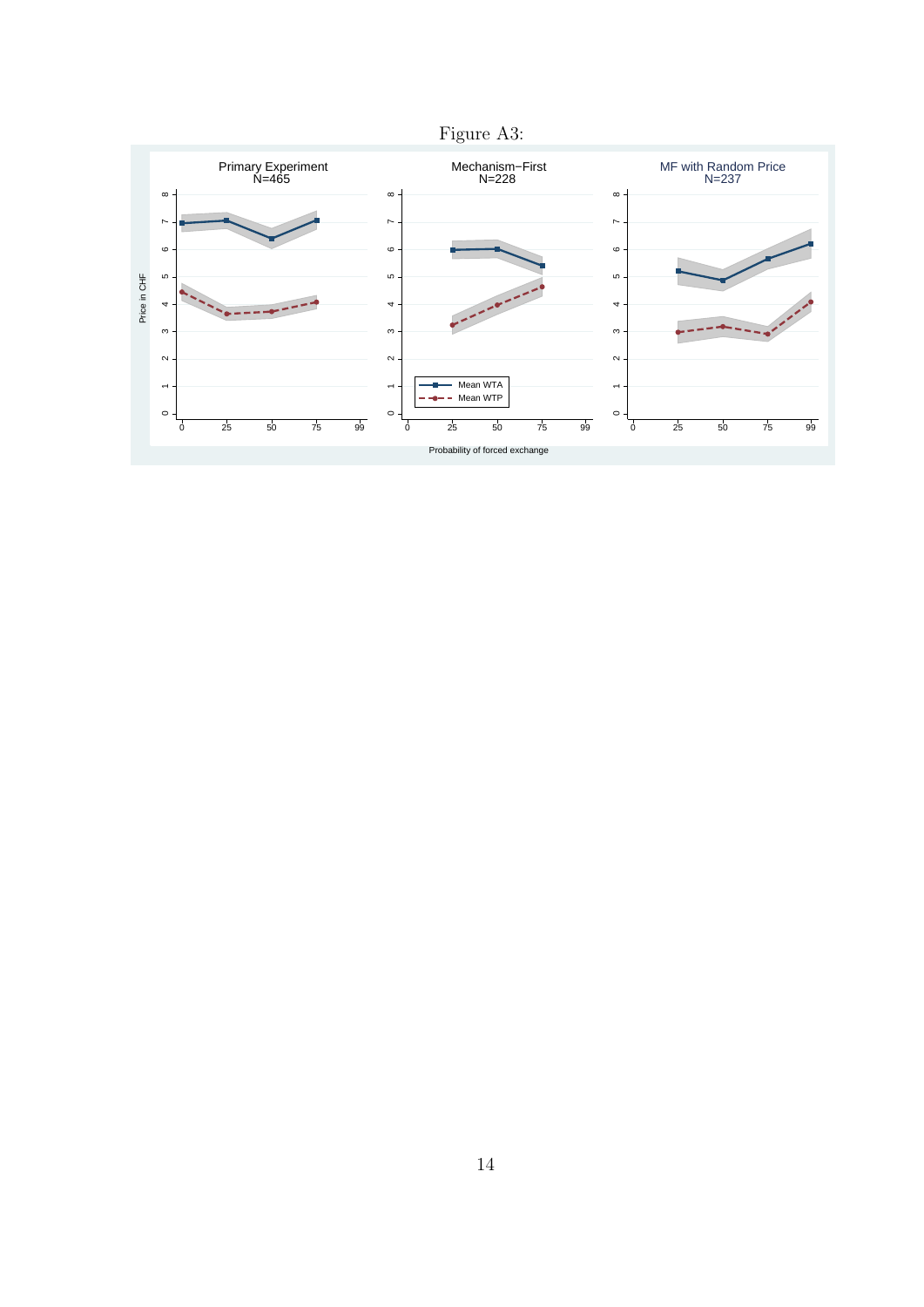Figure A3:

Primary Experiment
N=465

Mechanism−First
N=228

MF with Random Price
N=237

Price in CHF

0
1
2
3
4
5
6
7
8

0
25
50
75
99

Mean WTA
Mean WTP

Probability of forced exchange